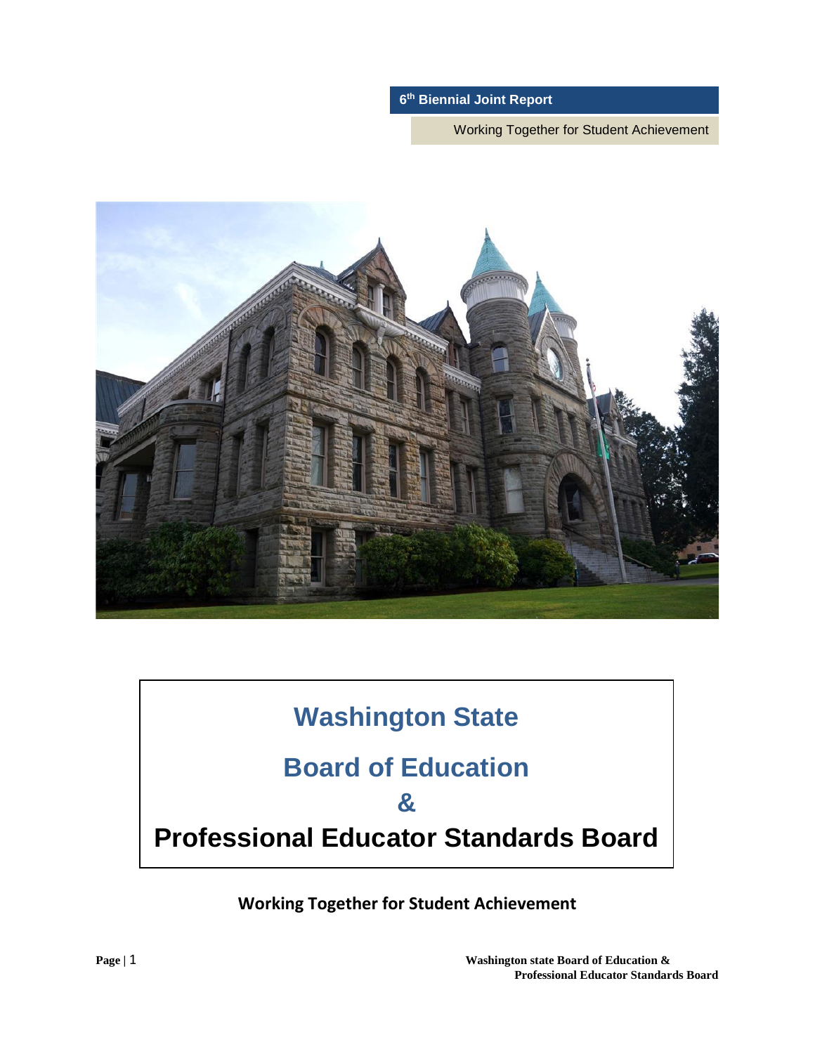**6th Biennial Joint Report**

Working Together for Student Achievement

# Washington State

# Board of Education

# &

# Professional Educator Standards Board

**Working Together for Student Achievement**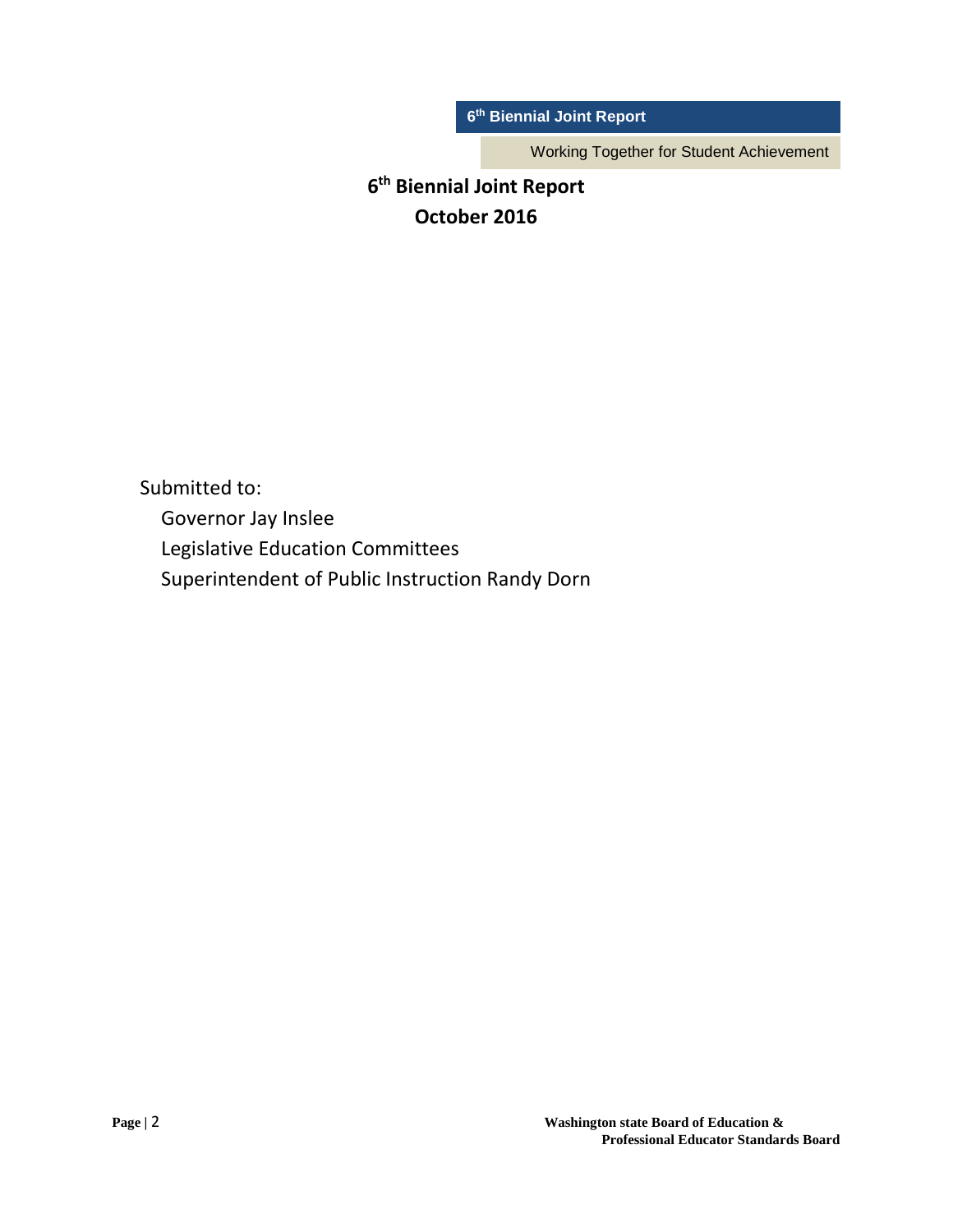# 6th Biennial Joint Report

## October 2016

Submitted to:

Governor Jay Inslee

Legislative Education Committees

Superintendent of Public Instruction Randy Dorn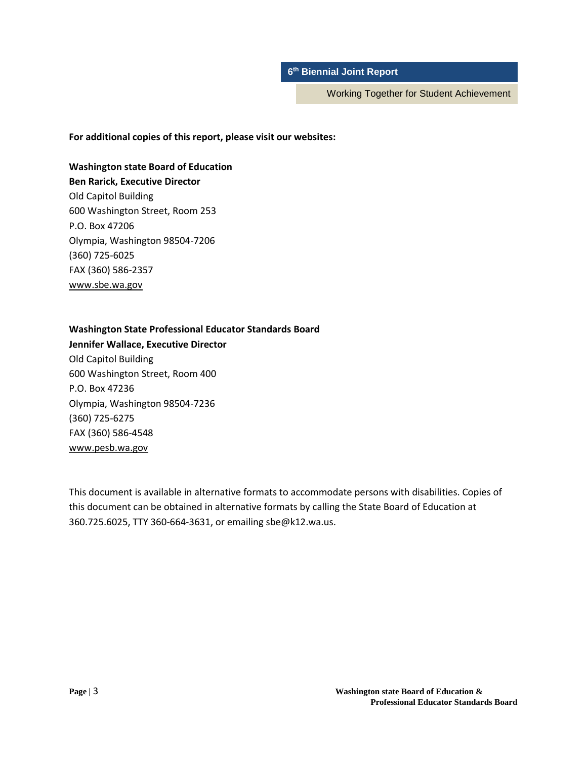**For additional copies of this report, please visit our websites:**

**Washington state Board of Education**
**Ben Rarick, Executive Director**
Old Capitol Building
600 Washington Street, Room 253
P.O. Box 47206
Olympia, Washington 98504-7206
(360) 725-6025
FAX (360) 586-2357
www.sbe.wa.gov

**Washington State Professional Educator Standards Board**
**Jennifer Wallace, Executive Director**
Old Capitol Building
600 Washington Street, Room 400
P.O. Box 47236
Olympia, Washington 98504-7236
(360) 725-6275
FAX (360) 586-4548
www.pesb.wa.gov

This document is available in alternative formats to accommodate persons with disabilities. Copies of this document can be obtained in alternative formats by calling the State Board of Education at 360.725.6025, TTY 360-664-3631, or emailing sbe@k12.wa.us.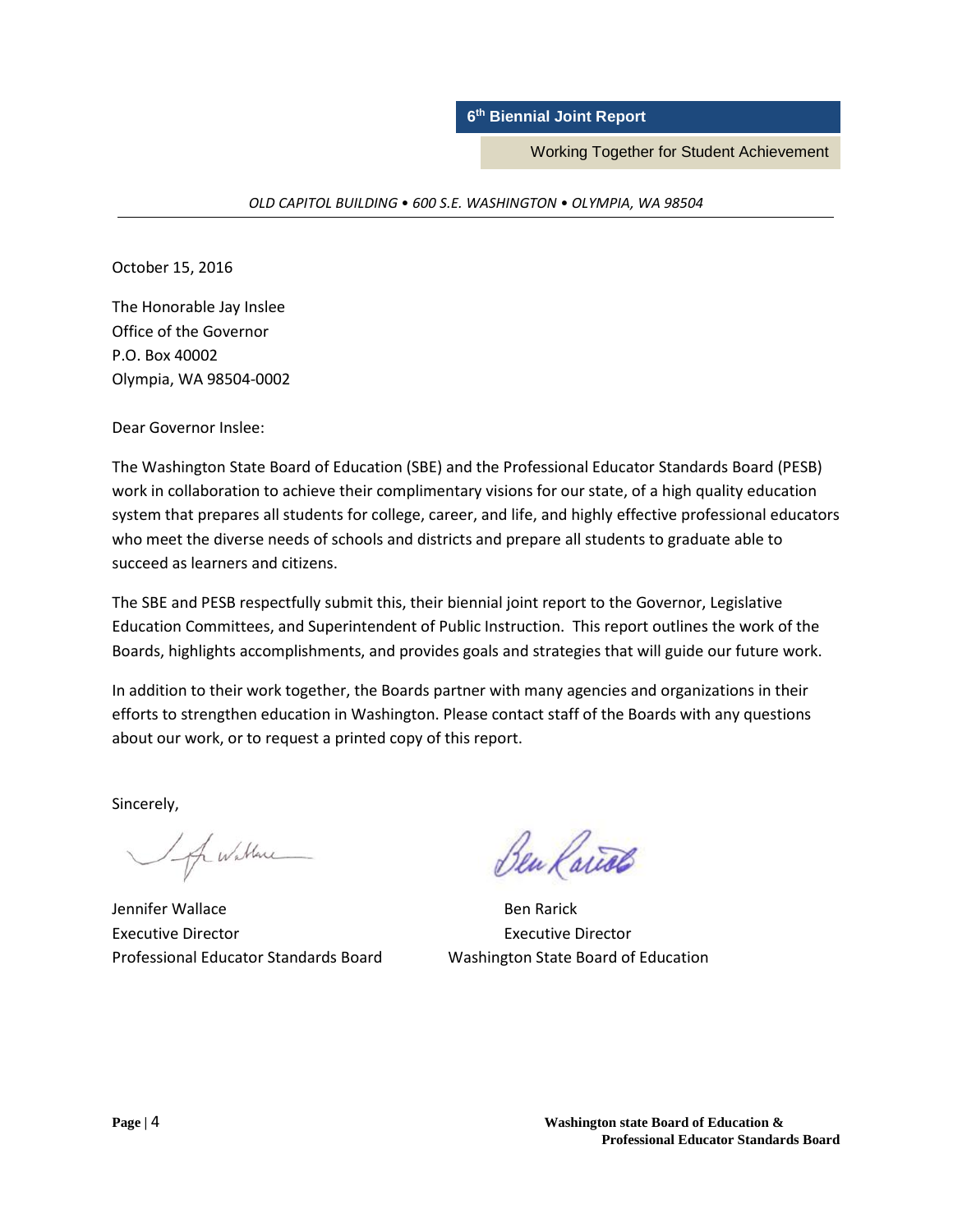**6th Biennial Joint Report**

Working Together for Student Achievement

*OLD CAPITOL BUILDING • 600 S.E. WASHINGTON • OLYMPIA, WA 98504*

---

October 15, 2016

The Honorable Jay Inslee
Office of the Governor
P.O. Box 40002
Olympia, WA 98504-0002

Dear Governor Inslee:

The Washington State Board of Education (SBE) and the Professional Educator Standards Board (PESB) work in collaboration to achieve their complimentary visions for our state, of a high quality education system that prepares all students for college, career, and life, and highly effective professional educators who meet the diverse needs of schools and districts and prepare all students to graduate able to succeed as learners and citizens.

The SBE and PESB respectfully submit this, their biennial joint report to the Governor, Legislative Education Committees, and Superintendent of Public Instruction. This report outlines the work of the Boards, highlights accomplishments, and provides goals and strategies that will guide our future work.

In addition to their work together, the Boards partner with many agencies and organizations in their efforts to strengthen education in Washington. Please contact staff of the Boards with any questions about our work, or to request a printed copy of this report.

Sincerely,

Jennifer Wallace
Executive Director
Professional Educator Standards Board

Ben Rarick
Executive Director
Washington State Board of Education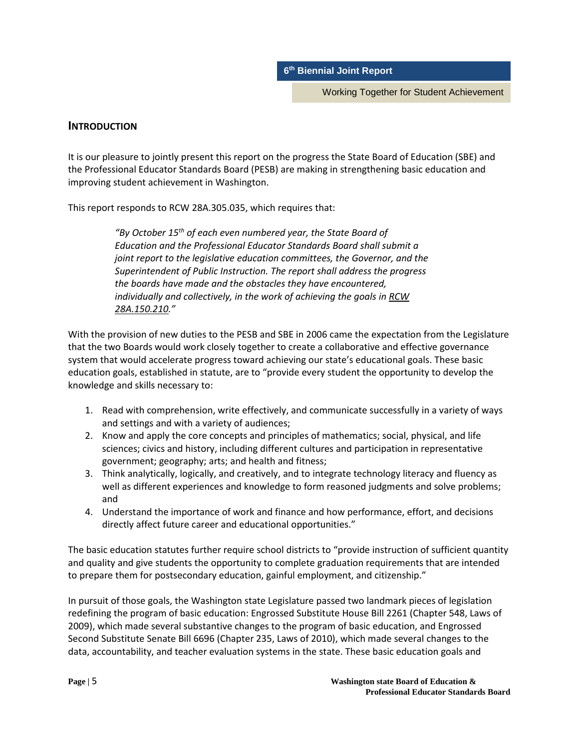## INTRODUCTION

It is our pleasure to jointly present this report on the progress the State Board of Education (SBE) and the Professional Educator Standards Board (PESB) are making in strengthening basic education and improving student achievement in Washington.

This report responds to RCW 28A.305.035, which requires that:

> *"By October 15th of each even numbered year, the State Board of Education and the Professional Educator Standards Board shall submit a joint report to the legislative education committees, the Governor, and the Superintendent of Public Instruction. The report shall address the progress the boards have made and the obstacles they have encountered, individually and collectively, in the work of achieving the goals in RCW 28A.150.210."*

With the provision of new duties to the PESB and SBE in 2006 came the expectation from the Legislature that the two Boards would work closely together to create a collaborative and effective governance system that would accelerate progress toward achieving our state's educational goals. These basic education goals, established in statute, are to "provide every student the opportunity to develop the knowledge and skills necessary to:

1. Read with comprehension, write effectively, and communicate successfully in a variety of ways and settings and with a variety of audiences;
2. Know and apply the core concepts and principles of mathematics; social, physical, and life sciences; civics and history, including different cultures and participation in representative government; geography; arts; and health and fitness;
3. Think analytically, logically, and creatively, and to integrate technology literacy and fluency as well as different experiences and knowledge to form reasoned judgments and solve problems; and
4. Understand the importance of work and finance and how performance, effort, and decisions directly affect future career and educational opportunities."

The basic education statutes further require school districts to "provide instruction of sufficient quantity and quality and give students the opportunity to complete graduation requirements that are intended to prepare them for postsecondary education, gainful employment, and citizenship."

In pursuit of those goals, the Washington state Legislature passed two landmark pieces of legislation redefining the program of basic education: Engrossed Substitute House Bill 2261 (Chapter 548, Laws of 2009), which made several substantive changes to the program of basic education, and Engrossed Second Substitute Senate Bill 6696 (Chapter 235, Laws of 2010), which made several changes to the data, accountability, and teacher evaluation systems in the state. These basic education goals and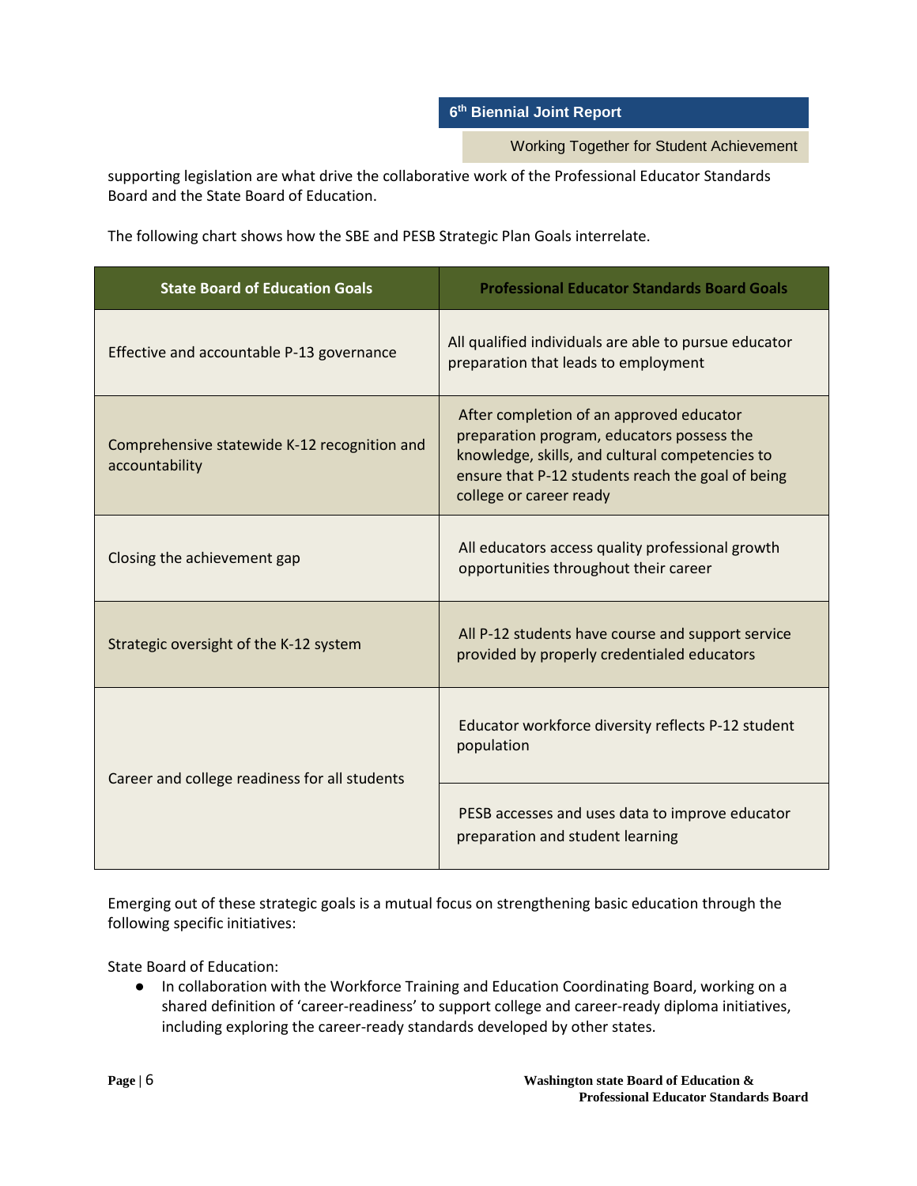supporting legislation are what drive the collaborative work of the Professional Educator Standards Board and the State Board of Education.

The following chart shows how the SBE and PESB Strategic Plan Goals interrelate.

| State Board of Education Goals | Professional Educator Standards Board Goals |
|---|---|
| Effective and accountable P-13 governance | All qualified individuals are able to pursue educator preparation that leads to employment |
| Comprehensive statewide K-12 recognition and accountability | After completion of an approved educator preparation program, educators possess the knowledge, skills, and cultural competencies to ensure that P-12 students reach the goal of being college or career ready |
| Closing the achievement gap | All educators access quality professional growth opportunities throughout their career |
| Strategic oversight of the K-12 system | All P-12 students have course and support service provided by properly credentialed educators |
| Career and college readiness for all students | Educator workforce diversity reflects P-12 student population |
| | PESB accesses and uses data to improve educator preparation and student learning |

Emerging out of these strategic goals is a mutual focus on strengthening basic education through the following specific initiatives:

State Board of Education:

- In collaboration with the Workforce Training and Education Coordinating Board, working on a shared definition of 'career-readiness' to support college and career-ready diploma initiatives, including exploring the career-ready standards developed by other states.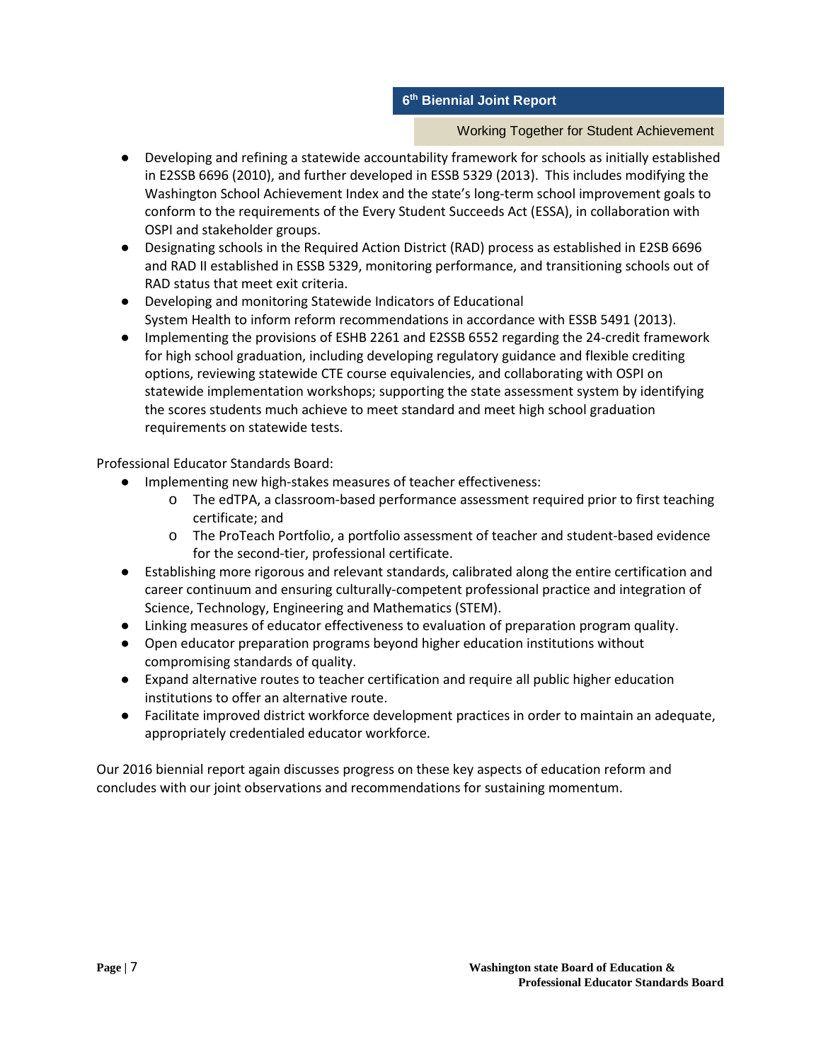- Developing and refining a statewide accountability framework for schools as initially established in E2SSB 6696 (2010), and further developed in ESSB 5329 (2013). This includes modifying the Washington School Achievement Index and the state's long-term school improvement goals to conform to the requirements of the Every Student Succeeds Act (ESSA), in collaboration with OSPI and stakeholder groups.
- Designating schools in the Required Action District (RAD) process as established in E2SB 6696 and RAD II established in ESSB 5329, monitoring performance, and transitioning schools out of RAD status that meet exit criteria.
- Developing and monitoring Statewide Indicators of Educational System Health to inform reform recommendations in accordance with ESSB 5491 (2013).
- Implementing the provisions of ESHB 2261 and E2SSB 6552 regarding the 24-credit framework for high school graduation, including developing regulatory guidance and flexible crediting options, reviewing statewide CTE course equivalencies, and collaborating with OSPI on statewide implementation workshops; supporting the state assessment system by identifying the scores students much achieve to meet standard and meet high school graduation requirements on statewide tests.

Professional Educator Standards Board:

- Implementing new high-stakes measures of teacher effectiveness:
    - The edTPA, a classroom-based performance assessment required prior to first teaching certificate; and
    - The ProTeach Portfolio, a portfolio assessment of teacher and student-based evidence for the second-tier, professional certificate.
- Establishing more rigorous and relevant standards, calibrated along the entire certification and career continuum and ensuring culturally-competent professional practice and integration of Science, Technology, Engineering and Mathematics (STEM).
- Linking measures of educator effectiveness to evaluation of preparation program quality.
- Open educator preparation programs beyond higher education institutions without compromising standards of quality.
- Expand alternative routes to teacher certification and require all public higher education institutions to offer an alternative route.
- Facilitate improved district workforce development practices in order to maintain an adequate, appropriately credentialed educator workforce.

Our 2016 biennial report again discusses progress on these key aspects of education reform and concludes with our joint observations and recommendations for sustaining momentum.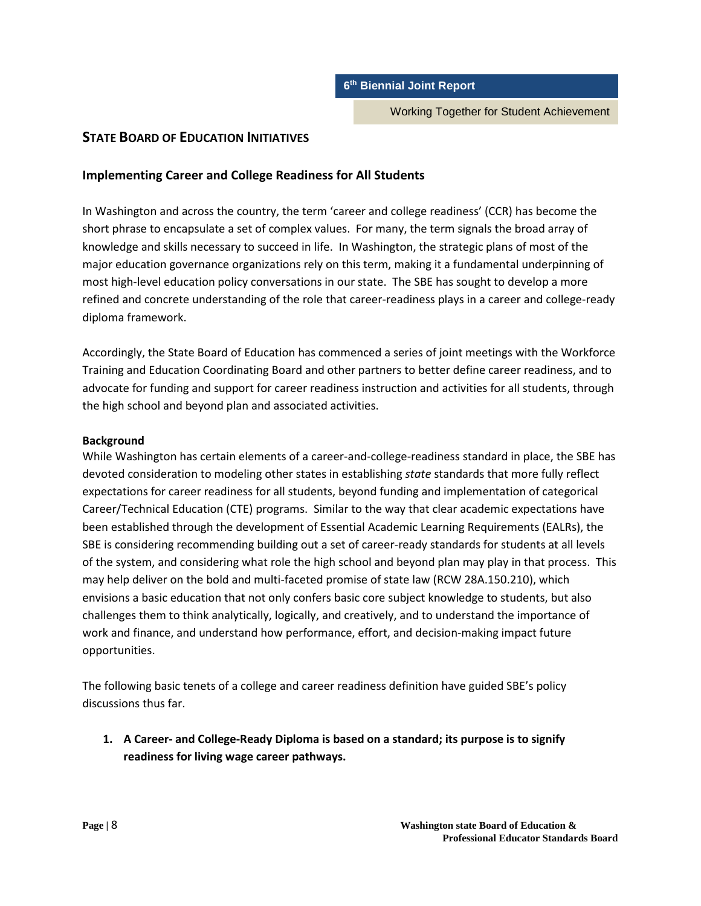## STATE BOARD OF EDUCATION INITIATIVES

### Implementing Career and College Readiness for All Students

In Washington and across the country, the term 'career and college readiness' (CCR) has become the short phrase to encapsulate a set of complex values. For many, the term signals the broad array of knowledge and skills necessary to succeed in life. In Washington, the strategic plans of most of the major education governance organizations rely on this term, making it a fundamental underpinning of most high-level education policy conversations in our state. The SBE has sought to develop a more refined and concrete understanding of the role that career-readiness plays in a career and college-ready diploma framework.

Accordingly, the State Board of Education has commenced a series of joint meetings with the Workforce Training and Education Coordinating Board and other partners to better define career readiness, and to advocate for funding and support for career readiness instruction and activities for all students, through the high school and beyond plan and associated activities.

**Background**

While Washington has certain elements of a career-and-college-readiness standard in place, the SBE has devoted consideration to modeling other states in establishing *state* standards that more fully reflect expectations for career readiness for all students, beyond funding and implementation of categorical Career/Technical Education (CTE) programs. Similar to the way that clear academic expectations have been established through the development of Essential Academic Learning Requirements (EALRs), the SBE is considering recommending building out a set of career-ready standards for students at all levels of the system, and considering what role the high school and beyond plan may play in that process. This may help deliver on the bold and multi-faceted promise of state law (RCW 28A.150.210), which envisions a basic education that not only confers basic core subject knowledge to students, but also challenges them to think analytically, logically, and creatively, and to understand the importance of work and finance, and understand how performance, effort, and decision-making impact future opportunities.

The following basic tenets of a college and career readiness definition have guided SBE's policy discussions thus far.

1. **A Career- and College-Ready Diploma is based on a standard; its purpose is to signify readiness for living wage career pathways.**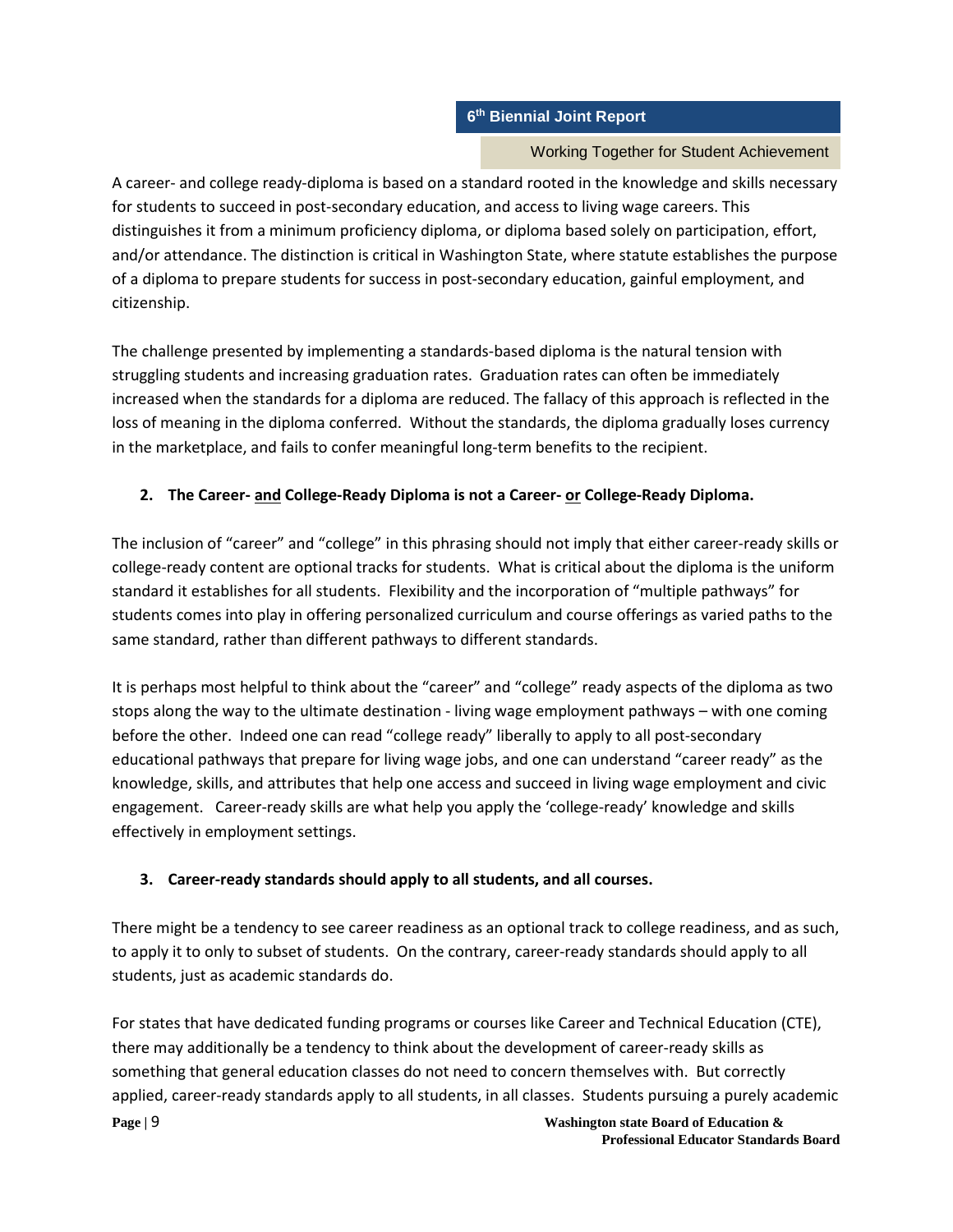A career- and college ready-diploma is based on a standard rooted in the knowledge and skills necessary for students to succeed in post-secondary education, and access to living wage careers. This distinguishes it from a minimum proficiency diploma, or diploma based solely on participation, effort, and/or attendance. The distinction is critical in Washington State, where statute establishes the purpose of a diploma to prepare students for success in post-secondary education, gainful employment, and citizenship.

The challenge presented by implementing a standards-based diploma is the natural tension with struggling students and increasing graduation rates. Graduation rates can often be immediately increased when the standards for a diploma are reduced. The fallacy of this approach is reflected in the loss of meaning in the diploma conferred. Without the standards, the diploma gradually loses currency in the marketplace, and fails to confer meaningful long-term benefits to the recipient.

**2. The Career- <u>and</u> College-Ready Diploma is not a Career- <u>or</u> College-Ready Diploma.**

The inclusion of "career" and "college" in this phrasing should not imply that either career-ready skills or college-ready content are optional tracks for students. What is critical about the diploma is the uniform standard it establishes for all students. Flexibility and the incorporation of "multiple pathways" for students comes into play in offering personalized curriculum and course offerings as varied paths to the same standard, rather than different pathways to different standards.

It is perhaps most helpful to think about the "career" and "college" ready aspects of the diploma as two stops along the way to the ultimate destination - living wage employment pathways – with one coming before the other. Indeed one can read "college ready" liberally to apply to all post-secondary educational pathways that prepare for living wage jobs, and one can understand "career ready" as the knowledge, skills, and attributes that help one access and succeed in living wage employment and civic engagement. Career-ready skills are what help you apply the 'college-ready' knowledge and skills effectively in employment settings.

**3. Career-ready standards should apply to all students, and all courses.**

There might be a tendency to see career readiness as an optional track to college readiness, and as such, to apply it to only to subset of students. On the contrary, career-ready standards should apply to all students, just as academic standards do.

For states that have dedicated funding programs or courses like Career and Technical Education (CTE), there may additionally be a tendency to think about the development of career-ready skills as something that general education classes do not need to concern themselves with. But correctly applied, career-ready standards apply to all students, in all classes. Students pursuing a purely academic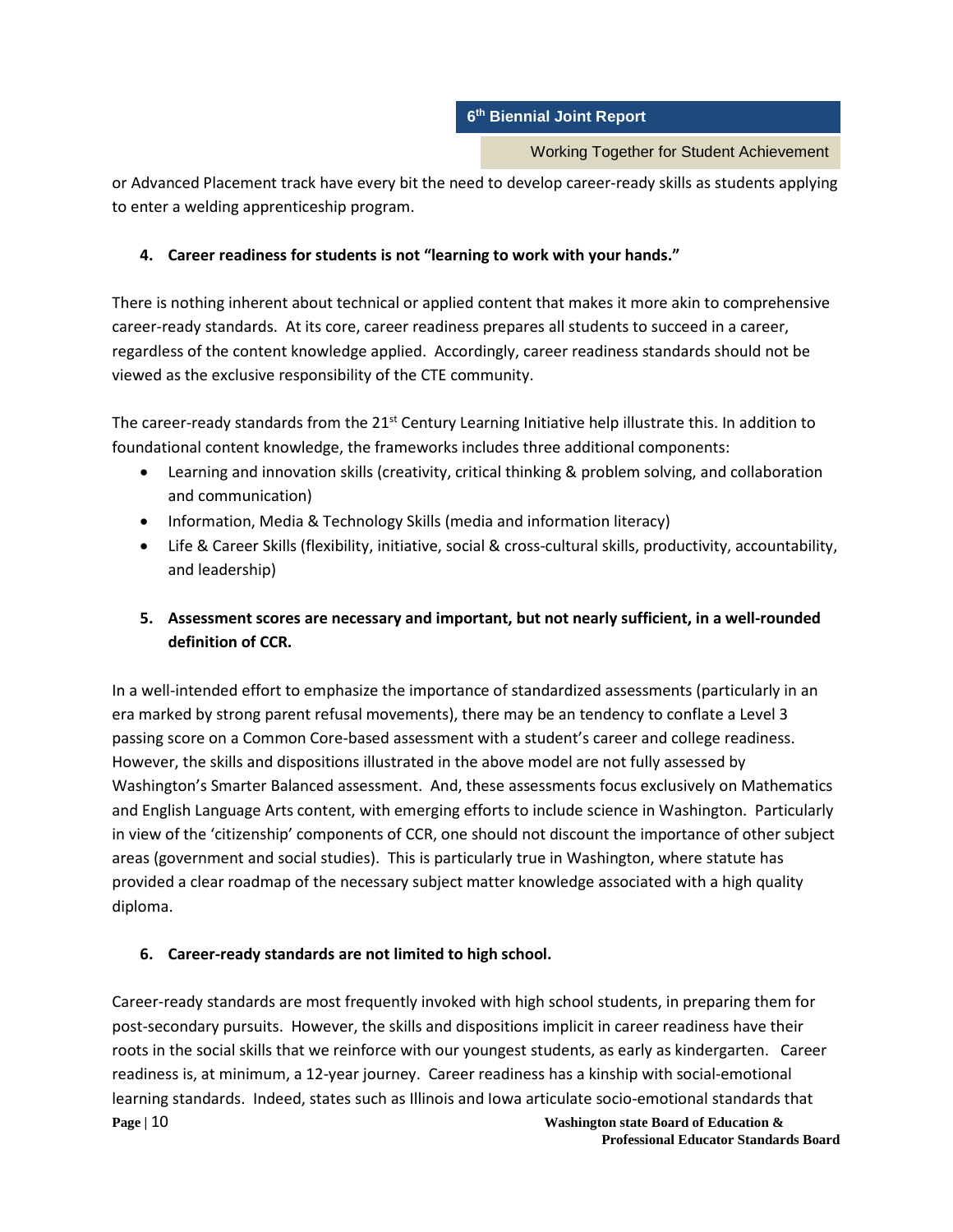or Advanced Placement track have every bit the need to develop career-ready skills as students applying to enter a welding apprenticeship program.

**4. Career readiness for students is not "learning to work with your hands."**

There is nothing inherent about technical or applied content that makes it more akin to comprehensive career-ready standards. At its core, career readiness prepares all students to succeed in a career, regardless of the content knowledge applied. Accordingly, career readiness standards should not be viewed as the exclusive responsibility of the CTE community.

The career-ready standards from the 21st Century Learning Initiative help illustrate this. In addition to foundational content knowledge, the frameworks includes three additional components:

- Learning and innovation skills (creativity, critical thinking & problem solving, and collaboration and communication)
- Information, Media & Technology Skills (media and information literacy)
- Life & Career Skills (flexibility, initiative, social & cross-cultural skills, productivity, accountability, and leadership)

**5. Assessment scores are necessary and important, but not nearly sufficient, in a well-rounded definition of CCR.**

In a well-intended effort to emphasize the importance of standardized assessments (particularly in an era marked by strong parent refusal movements), there may be an tendency to conflate a Level 3 passing score on a Common Core-based assessment with a student's career and college readiness. However, the skills and dispositions illustrated in the above model are not fully assessed by Washington's Smarter Balanced assessment. And, these assessments focus exclusively on Mathematics and English Language Arts content, with emerging efforts to include science in Washington. Particularly in view of the 'citizenship' components of CCR, one should not discount the importance of other subject areas (government and social studies). This is particularly true in Washington, where statute has provided a clear roadmap of the necessary subject matter knowledge associated with a high quality diploma.

**6. Career-ready standards are not limited to high school.**

Career-ready standards are most frequently invoked with high school students, in preparing them for post-secondary pursuits. However, the skills and dispositions implicit in career readiness have their roots in the social skills that we reinforce with our youngest students, as early as kindergarten. Career readiness is, at minimum, a 12-year journey. Career readiness has a kinship with social-emotional learning standards. Indeed, states such as Illinois and Iowa articulate socio-emotional standards that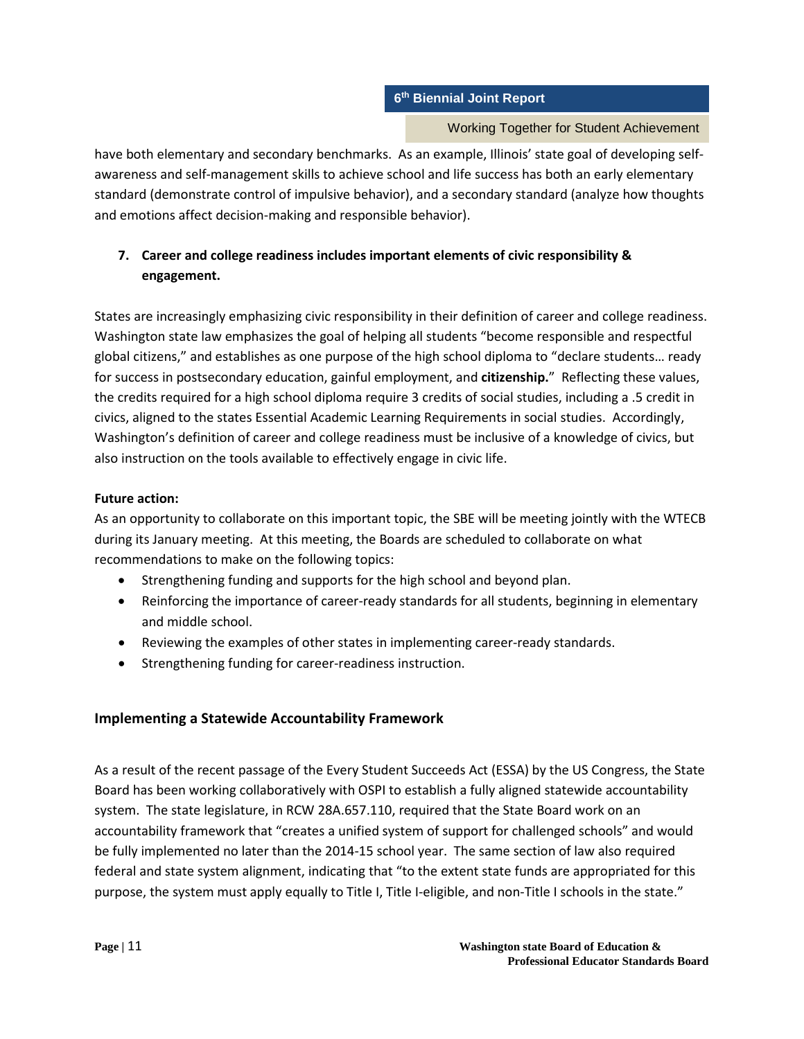have both elementary and secondary benchmarks. As an example, Illinois' state goal of developing self-awareness and self-management skills to achieve school and life success has both an early elementary standard (demonstrate control of impulsive behavior), and a secondary standard (analyze how thoughts and emotions affect decision-making and responsible behavior).

**7. Career and college readiness includes important elements of civic responsibility & engagement.**

States are increasingly emphasizing civic responsibility in their definition of career and college readiness. Washington state law emphasizes the goal of helping all students "become responsible and respectful global citizens," and establishes as one purpose of the high school diploma to "declare students… ready for success in postsecondary education, gainful employment, and **citizenship.**" Reflecting these values, the credits required for a high school diploma require 3 credits of social studies, including a .5 credit in civics, aligned to the states Essential Academic Learning Requirements in social studies. Accordingly, Washington's definition of career and college readiness must be inclusive of a knowledge of civics, but also instruction on the tools available to effectively engage in civic life.

**Future action:**
As an opportunity to collaborate on this important topic, the SBE will be meeting jointly with the WTECB during its January meeting. At this meeting, the Boards are scheduled to collaborate on what recommendations to make on the following topics:

- Strengthening funding and supports for the high school and beyond plan.
- Reinforcing the importance of career-ready standards for all students, beginning in elementary and middle school.
- Reviewing the examples of other states in implementing career-ready standards.
- Strengthening funding for career-readiness instruction.

## Implementing a Statewide Accountability Framework

As a result of the recent passage of the Every Student Succeeds Act (ESSA) by the US Congress, the State Board has been working collaboratively with OSPI to establish a fully aligned statewide accountability system. The state legislature, in RCW 28A.657.110, required that the State Board work on an accountability framework that "creates a unified system of support for challenged schools" and would be fully implemented no later than the 2014-15 school year. The same section of law also required federal and state system alignment, indicating that "to the extent state funds are appropriated for this purpose, the system must apply equally to Title I, Title I-eligible, and non-Title I schools in the state."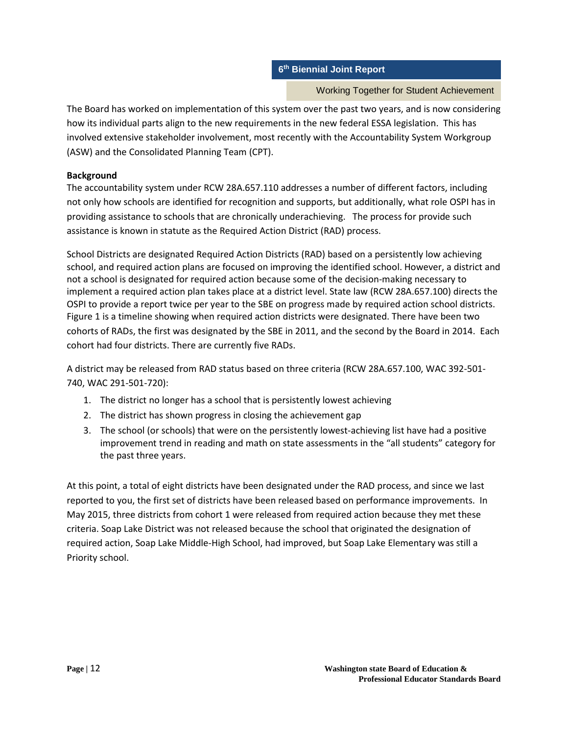The Board has worked on implementation of this system over the past two years, and is now considering how its individual parts align to the new requirements in the new federal ESSA legislation. This has involved extensive stakeholder involvement, most recently with the Accountability System Workgroup (ASW) and the Consolidated Planning Team (CPT).

**Background**

The accountability system under RCW 28A.657.110 addresses a number of different factors, including not only how schools are identified for recognition and supports, but additionally, what role OSPI has in providing assistance to schools that are chronically underachieving. The process for provide such assistance is known in statute as the Required Action District (RAD) process.

School Districts are designated Required Action Districts (RAD) based on a persistently low achieving school, and required action plans are focused on improving the identified school. However, a district and not a school is designated for required action because some of the decision-making necessary to implement a required action plan takes place at a district level. State law (RCW 28A.657.100) directs the OSPI to provide a report twice per year to the SBE on progress made by required action school districts. Figure 1 is a timeline showing when required action districts were designated. There have been two cohorts of RADs, the first was designated by the SBE in 2011, and the second by the Board in 2014. Each cohort had four districts. There are currently five RADs.

A district may be released from RAD status based on three criteria (RCW 28A.657.100, WAC 392-501-740, WAC 291-501-720):

1. The district no longer has a school that is persistently lowest achieving
2. The district has shown progress in closing the achievement gap
3. The school (or schools) that were on the persistently lowest-achieving list have had a positive improvement trend in reading and math on state assessments in the "all students" category for the past three years.

At this point, a total of eight districts have been designated under the RAD process, and since we last reported to you, the first set of districts have been released based on performance improvements. In May 2015, three districts from cohort 1 were released from required action because they met these criteria. Soap Lake District was not released because the school that originated the designation of required action, Soap Lake Middle-High School, had improved, but Soap Lake Elementary was still a Priority school.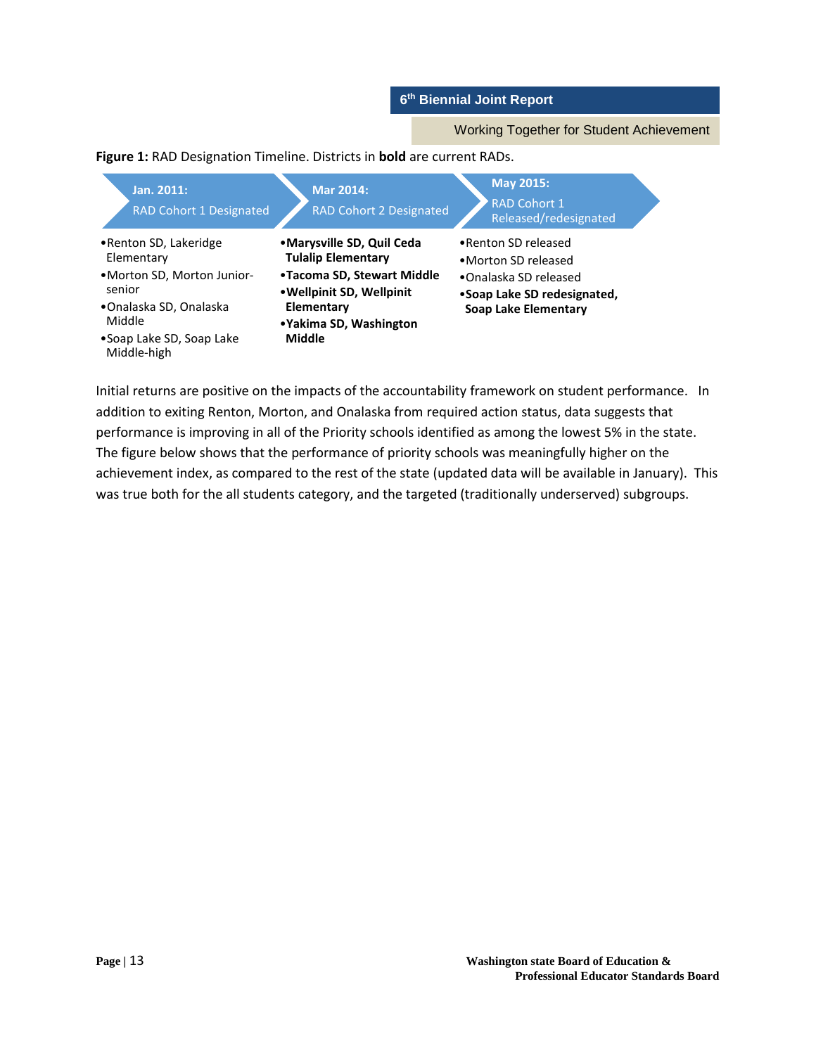**Figure 1:** RAD Designation Timeline. Districts in **bold** are current RADs.

| **Jan. 2011:** RAD Cohort 1 Designated | **Mar 2014:** RAD Cohort 2 Designated | **May 2015:** RAD Cohort 1 Released/redesignated |
| --- | --- | --- |
| • Renton SD, Lakeridge Elementary<br>• Morton SD, Morton Junior-senior<br>• Onalaska SD, Onalaska Middle<br>• Soap Lake SD, Soap Lake Middle-high | • **Marysville SD, Quil Ceda Tulalip Elementary**<br>• **Tacoma SD, Stewart Middle**<br>• **Wellpinit SD, Wellpinit Elementary**<br>• **Yakima SD, Washington Middle** | • Renton SD released<br>• Morton SD released<br>• Onalaska SD released<br>• **Soap Lake SD redesignated, Soap Lake Elementary** |

Initial returns are positive on the impacts of the accountability framework on student performance. In addition to exiting Renton, Morton, and Onalaska from required action status, data suggests that performance is improving in all of the Priority schools identified as among the lowest 5% in the state. The figure below shows that the performance of priority schools was meaningfully higher on the achievement index, as compared to the rest of the state (updated data will be available in January). This was true both for the all students category, and the targeted (traditionally underserved) subgroups.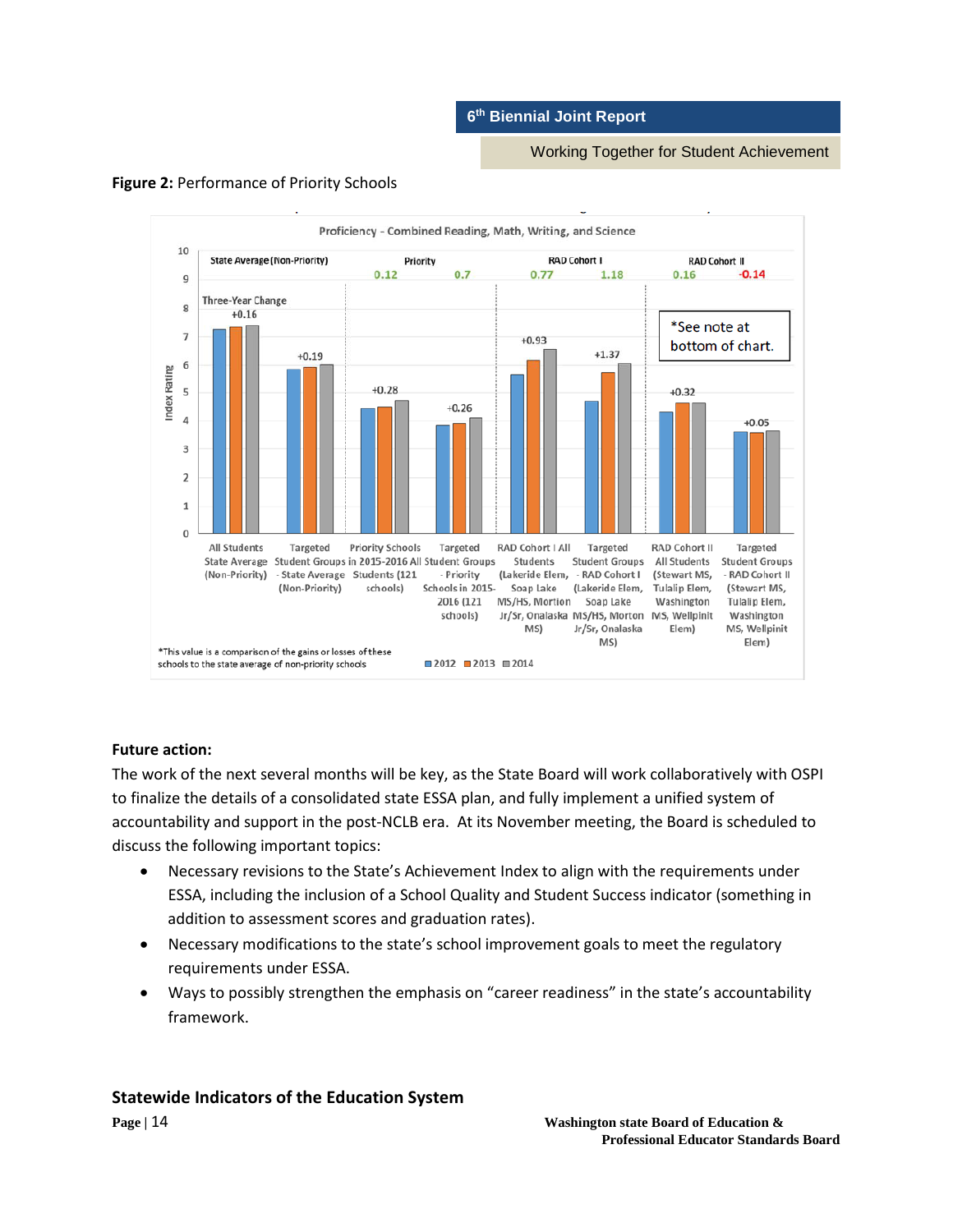**Figure 2:** Performance of Priority Schools

Proficiency - Combined Reading, Math, Writing, and Science

| | State Average (Non-Priority) | | Priority | | RAD Cohort I | | RAD Cohort II | |
|---|---|---|---|---|---|---|---|---|
| Three-Year Change | +0.16 | +0.19 | +0.28 | +0.26 | +0.93 | +1.37 | +0.32 | +0.05 |
| *Comparison to state average | | | 0.12 | 0.7 | 0.77 | 1.18 | 0.16 | -0.14 |
| Group | All Students State Average (Non-Priority) | Targeted Student Groups - State Average (Non-Priority) | Priority Schools in 2015-2016 All Students (121 schools) | Targeted Student Groups - Priority Schools in 2015-2016 (121 schools) | RAD Cohort I All Students (Lakeride Elem, Soap Lake MS/HS, Morton Jr/Sr, Onalaska MS) | Targeted Student Groups - RAD Cohort I (Lakeride Elem, Soap Lake MS/HS, Morton Jr/Sr, Onalaska MS) | RAD Cohort II All Students (Stewart MS, Tulalip Elem, Washington MS, Wellpinit Elem) | Targeted Student Groups - RAD Cohort II (Stewart MS, Tulalip Elem, Washington MS, Wellpinit Elem) |

*See note at bottom of chart.

*This value is a comparison of the gains or losses of these schools to the state average of non-priority schools

Legend: 2012, 2013, 2014. Y-axis: Index Rating (0–10).

**Future action:**

The work of the next several months will be key, as the State Board will work collaboratively with OSPI to finalize the details of a consolidated state ESSA plan, and fully implement a unified system of accountability and support in the post-NCLB era. At its November meeting, the Board is scheduled to discuss the following important topics:

- Necessary revisions to the State's Achievement Index to align with the requirements under ESSA, including the inclusion of a School Quality and Student Success indicator (something in addition to assessment scores and graduation rates).
- Necessary modifications to the state's school improvement goals to meet the regulatory requirements under ESSA.
- Ways to possibly strengthen the emphasis on "career readiness" in the state's accountability framework.

## Statewide Indicators of the Education System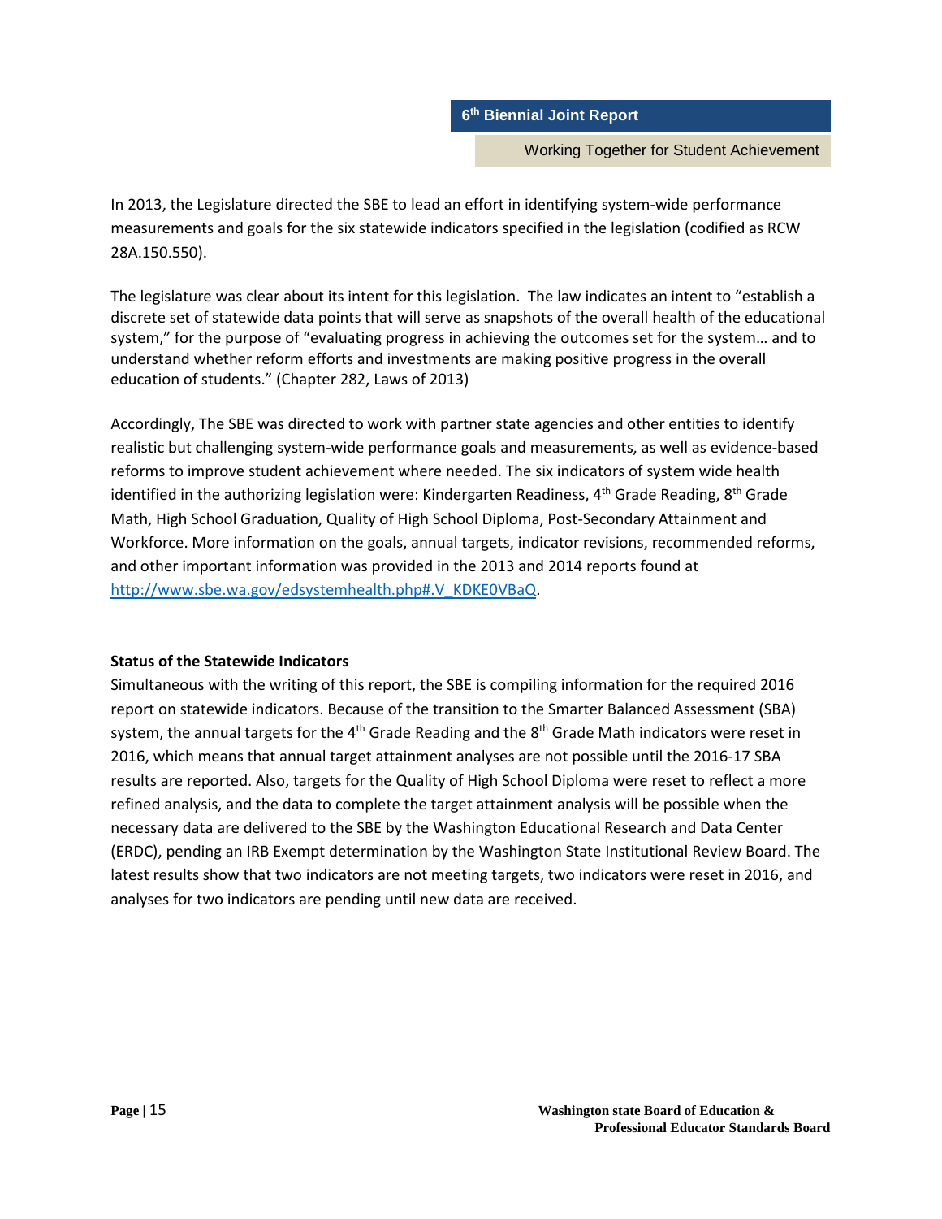In 2013, the Legislature directed the SBE to lead an effort in identifying system-wide performance measurements and goals for the six statewide indicators specified in the legislation (codified as RCW 28A.150.550).

The legislature was clear about its intent for this legislation. The law indicates an intent to "establish a discrete set of statewide data points that will serve as snapshots of the overall health of the educational system," for the purpose of "evaluating progress in achieving the outcomes set for the system… and to understand whether reform efforts and investments are making positive progress in the overall education of students." (Chapter 282, Laws of 2013)

Accordingly, The SBE was directed to work with partner state agencies and other entities to identify realistic but challenging system-wide performance goals and measurements, as well as evidence-based reforms to improve student achievement where needed. The six indicators of system wide health identified in the authorizing legislation were: Kindergarten Readiness, 4th Grade Reading, 8th Grade Math, High School Graduation, Quality of High School Diploma, Post-Secondary Attainment and Workforce. More information on the goals, annual targets, indicator revisions, recommended reforms, and other important information was provided in the 2013 and 2014 reports found at http://www.sbe.wa.gov/edsystemhealth.php#.V_KDKE0VBaQ.

**Status of the Statewide Indicators**

Simultaneous with the writing of this report, the SBE is compiling information for the required 2016 report on statewide indicators. Because of the transition to the Smarter Balanced Assessment (SBA) system, the annual targets for the 4th Grade Reading and the 8th Grade Math indicators were reset in 2016, which means that annual target attainment analyses are not possible until the 2016-17 SBA results are reported. Also, targets for the Quality of High School Diploma were reset to reflect a more refined analysis, and the data to complete the target attainment analysis will be possible when the necessary data are delivered to the SBE by the Washington Educational Research and Data Center (ERDC), pending an IRB Exempt determination by the Washington State Institutional Review Board. The latest results show that two indicators are not meeting targets, two indicators were reset in 2016, and analyses for two indicators are pending until new data are received.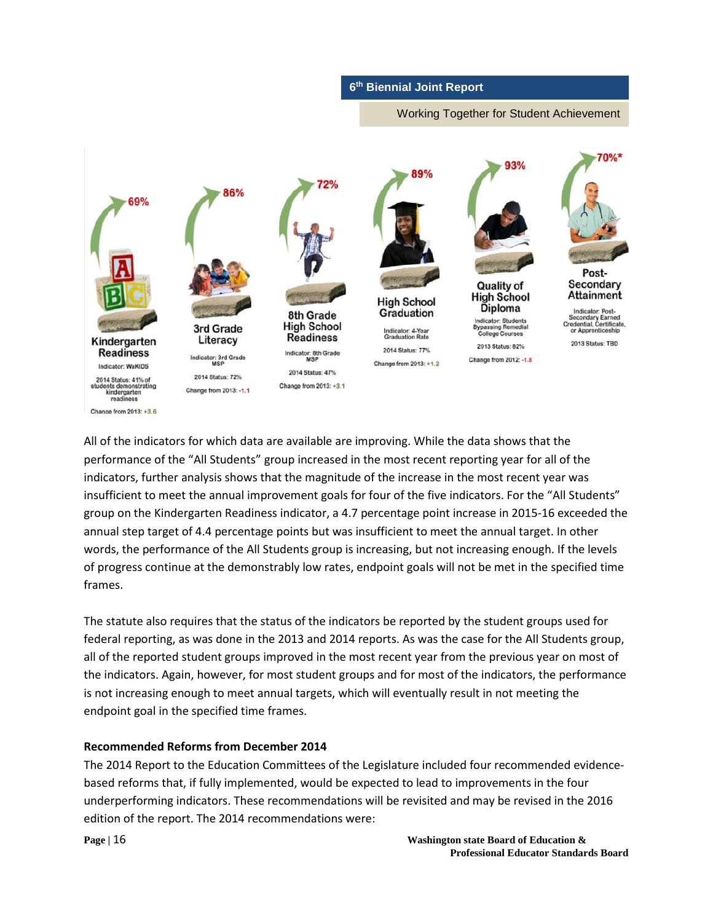| Indicator | Goal | Measure | Status | Change |
|---|---|---|---|---|
| Kindergarten Readiness | 69% | Indicator: WaKIDS | 2014 Status: 41% of students demonstrating kindergarten readiness | Change from 2013: +3.6 |
| 3rd Grade Literacy | 86% | Indicator: 3rd Grade MSP | 2014 Status: 72% | Change from 2013: -1.1 |
| 8th Grade High School Readiness | 72% | Indicator: 8th Grade MSP | 2014 Status: 47% | Change from 2013: +3.1 |
| High School Graduation | 89% | Indicator: 4-Year Graduation Rate | 2014 Status: 77% | Change from 2013: +1.2 |
| Quality of High School Diploma | 93% | Indicator: Students Bypassing Remedial College Courses | 2013 Status: 82% | Change from 2012: -1.8 |
| Post-Secondary Attainment | 70%* | Indicator: Post-Secondary Earned Credential, Certificate, or Apprenticeship | 2013 Status: TBD | |

All of the indicators for which data are available are improving. While the data shows that the performance of the "All Students" group increased in the most recent reporting year for all of the indicators, further analysis shows that the magnitude of the increase in the most recent year was insufficient to meet the annual improvement goals for four of the five indicators. For the "All Students" group on the Kindergarten Readiness indicator, a 4.7 percentage point increase in 2015-16 exceeded the annual step target of 4.4 percentage points but was insufficient to meet the annual target. In other words, the performance of the All Students group is increasing, but not increasing enough. If the levels of progress continue at the demonstrably low rates, endpoint goals will not be met in the specified time frames.

The statute also requires that the status of the indicators be reported by the student groups used for federal reporting, as was done in the 2013 and 2014 reports. As was the case for the All Students group, all of the reported student groups improved in the most recent year from the previous year on most of the indicators. Again, however, for most student groups and for most of the indicators, the performance is not increasing enough to meet annual targets, which will eventually result in not meeting the endpoint goal in the specified time frames.

**Recommended Reforms from December 2014**

The 2014 Report to the Education Committees of the Legislature included four recommended evidence-based reforms that, if fully implemented, would be expected to lead to improvements in the four underperforming indicators. These recommendations will be revisited and may be revised in the 2016 edition of the report. The 2014 recommendations were: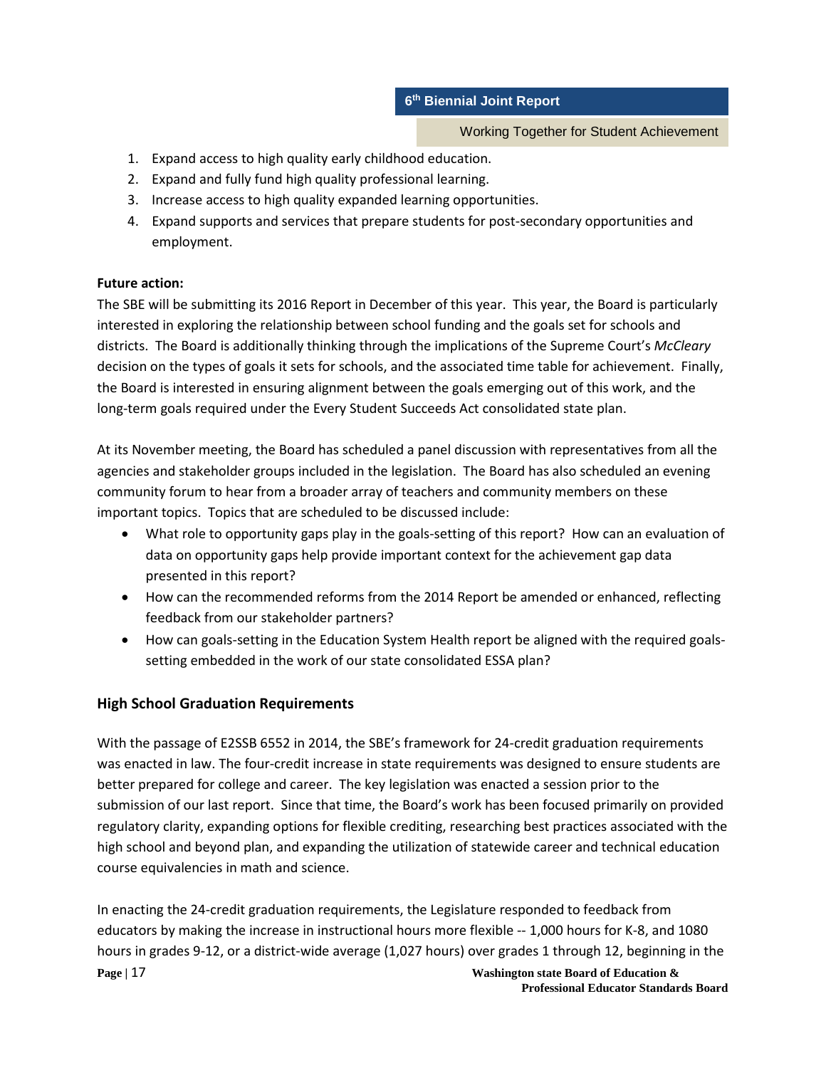1. Expand access to high quality early childhood education.
2. Expand and fully fund high quality professional learning.
3. Increase access to high quality expanded learning opportunities.
4. Expand supports and services that prepare students for post-secondary opportunities and employment.

**Future action:**

The SBE will be submitting its 2016 Report in December of this year. This year, the Board is particularly interested in exploring the relationship between school funding and the goals set for schools and districts. The Board is additionally thinking through the implications of the Supreme Court's *McCleary* decision on the types of goals it sets for schools, and the associated time table for achievement. Finally, the Board is interested in ensuring alignment between the goals emerging out of this work, and the long-term goals required under the Every Student Succeeds Act consolidated state plan.

At its November meeting, the Board has scheduled a panel discussion with representatives from all the agencies and stakeholder groups included in the legislation. The Board has also scheduled an evening community forum to hear from a broader array of teachers and community members on these important topics. Topics that are scheduled to be discussed include:

- What role to opportunity gaps play in the goals-setting of this report? How can an evaluation of data on opportunity gaps help provide important context for the achievement gap data presented in this report?
- How can the recommended reforms from the 2014 Report be amended or enhanced, reflecting feedback from our stakeholder partners?
- How can goals-setting in the Education System Health report be aligned with the required goals-setting embedded in the work of our state consolidated ESSA plan?

## High School Graduation Requirements

With the passage of E2SSB 6552 in 2014, the SBE's framework for 24-credit graduation requirements was enacted in law. The four-credit increase in state requirements was designed to ensure students are better prepared for college and career. The key legislation was enacted a session prior to the submission of our last report. Since that time, the Board's work has been focused primarily on provided regulatory clarity, expanding options for flexible crediting, researching best practices associated with the high school and beyond plan, and expanding the utilization of statewide career and technical education course equivalencies in math and science.

In enacting the 24-credit graduation requirements, the Legislature responded to feedback from educators by making the increase in instructional hours more flexible -- 1,000 hours for K-8, and 1080 hours in grades 9-12, or a district-wide average (1,027 hours) over grades 1 through 12, beginning in the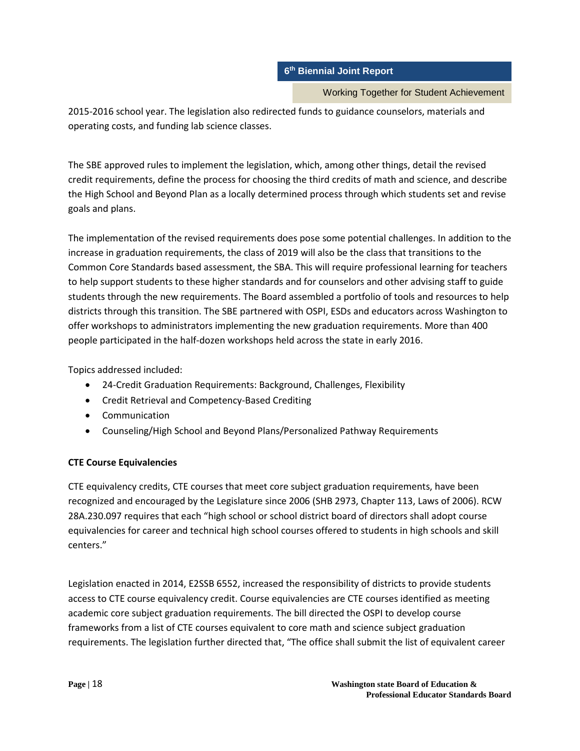2015-2016 school year. The legislation also redirected funds to guidance counselors, materials and operating costs, and funding lab science classes.

The SBE approved rules to implement the legislation, which, among other things, detail the revised credit requirements, define the process for choosing the third credits of math and science, and describe the High School and Beyond Plan as a locally determined process through which students set and revise goals and plans.

The implementation of the revised requirements does pose some potential challenges. In addition to the increase in graduation requirements, the class of 2019 will also be the class that transitions to the Common Core Standards based assessment, the SBA. This will require professional learning for teachers to help support students to these higher standards and for counselors and other advising staff to guide students through the new requirements. The Board assembled a portfolio of tools and resources to help districts through this transition. The SBE partnered with OSPI, ESDs and educators across Washington to offer workshops to administrators implementing the new graduation requirements. More than 400 people participated in the half-dozen workshops held across the state in early 2016.

Topics addressed included:

- 24-Credit Graduation Requirements: Background, Challenges, Flexibility
- Credit Retrieval and Competency-Based Crediting
- Communication
- Counseling/High School and Beyond Plans/Personalized Pathway Requirements

**CTE Course Equivalencies**

CTE equivalency credits, CTE courses that meet core subject graduation requirements, have been recognized and encouraged by the Legislature since 2006 (SHB 2973, Chapter 113, Laws of 2006). RCW 28A.230.097 requires that each "high school or school district board of directors shall adopt course equivalencies for career and technical high school courses offered to students in high schools and skill centers."

Legislation enacted in 2014, E2SSB 6552, increased the responsibility of districts to provide students access to CTE course equivalency credit. Course equivalencies are CTE courses identified as meeting academic core subject graduation requirements. The bill directed the OSPI to develop course frameworks from a list of CTE courses equivalent to core math and science subject graduation requirements. The legislation further directed that, "The office shall submit the list of equivalent career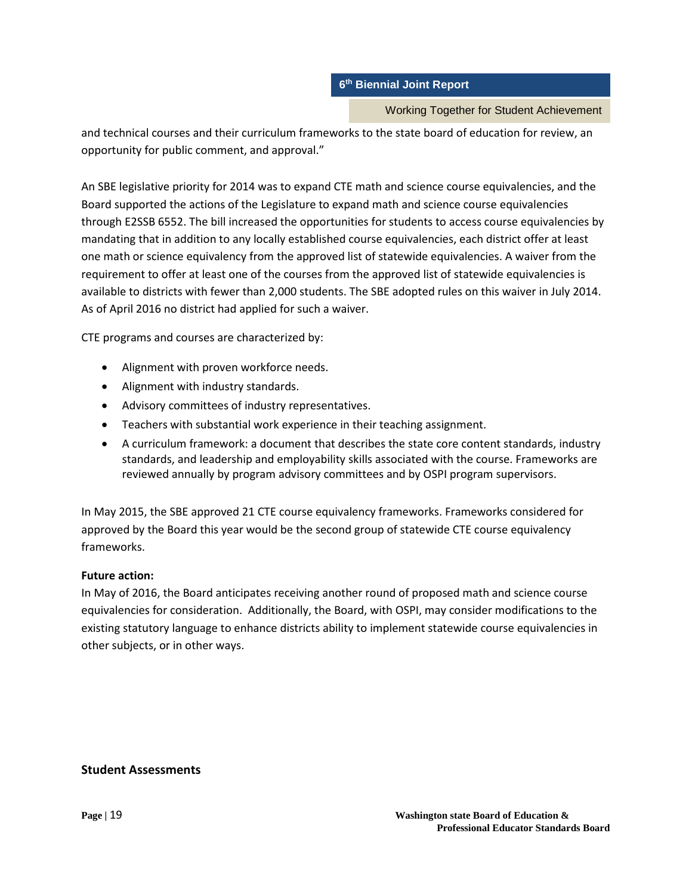and technical courses and their curriculum frameworks to the state board of education for review, an opportunity for public comment, and approval."

An SBE legislative priority for 2014 was to expand CTE math and science course equivalencies, and the Board supported the actions of the Legislature to expand math and science course equivalencies through E2SSB 6552. The bill increased the opportunities for students to access course equivalencies by mandating that in addition to any locally established course equivalencies, each district offer at least one math or science equivalency from the approved list of statewide equivalencies. A waiver from the requirement to offer at least one of the courses from the approved list of statewide equivalencies is available to districts with fewer than 2,000 students. The SBE adopted rules on this waiver in July 2014. As of April 2016 no district had applied for such a waiver.

CTE programs and courses are characterized by:

- Alignment with proven workforce needs.
- Alignment with industry standards.
- Advisory committees of industry representatives.
- Teachers with substantial work experience in their teaching assignment.
- A curriculum framework: a document that describes the state core content standards, industry standards, and leadership and employability skills associated with the course. Frameworks are reviewed annually by program advisory committees and by OSPI program supervisors.

In May 2015, the SBE approved 21 CTE course equivalency frameworks. Frameworks considered for approved by the Board this year would be the second group of statewide CTE course equivalency frameworks.

**Future action:**
In May of 2016, the Board anticipates receiving another round of proposed math and science course equivalencies for consideration. Additionally, the Board, with OSPI, may consider modifications to the existing statutory language to enhance districts ability to implement statewide course equivalencies in other subjects, or in other ways.

## Student Assessments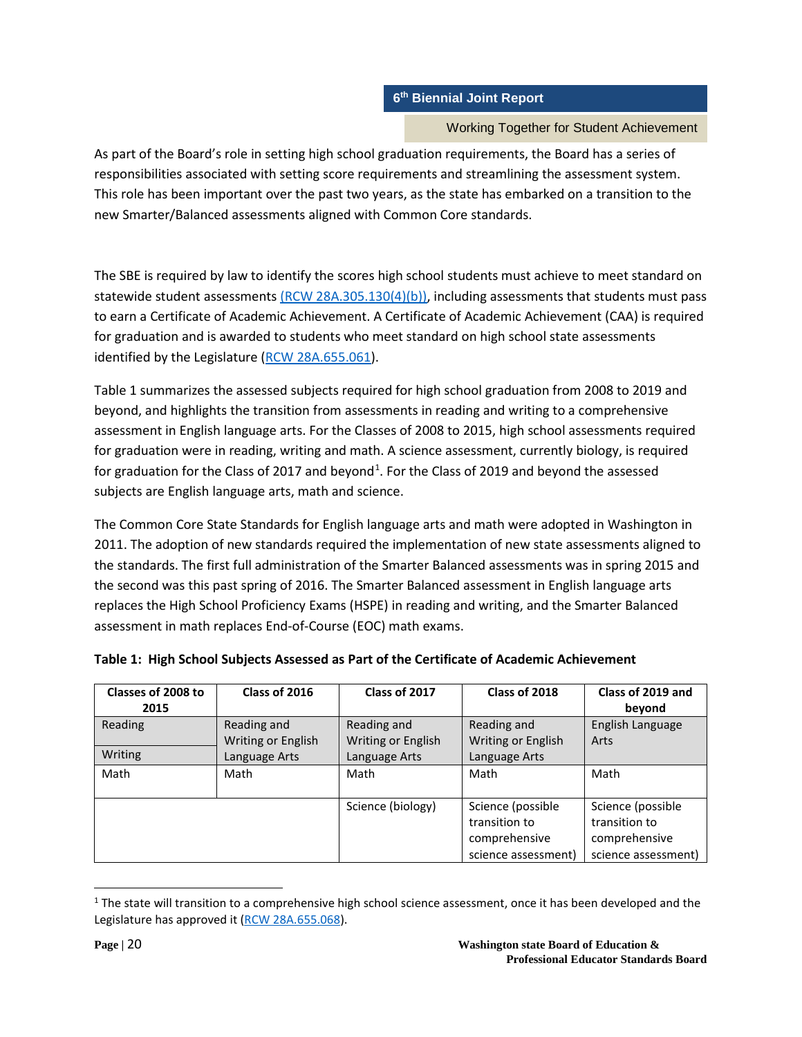As part of the Board's role in setting high school graduation requirements, the Board has a series of responsibilities associated with setting score requirements and streamlining the assessment system. This role has been important over the past two years, as the state has embarked on a transition to the new Smarter/Balanced assessments aligned with Common Core standards.

The SBE is required by law to identify the scores high school students must achieve to meet standard on statewide student assessments (RCW 28A.305.130(4)(b)), including assessments that students must pass to earn a Certificate of Academic Achievement. A Certificate of Academic Achievement (CAA) is required for graduation and is awarded to students who meet standard on high school state assessments identified by the Legislature (RCW 28A.655.061).

Table 1 summarizes the assessed subjects required for high school graduation from 2008 to 2019 and beyond, and highlights the transition from assessments in reading and writing to a comprehensive assessment in English language arts. For the Classes of 2008 to 2015, high school assessments required for graduation were in reading, writing and math. A science assessment, currently biology, is required for graduation for the Class of 2017 and beyond[1]. For the Class of 2019 and beyond the assessed subjects are English language arts, math and science.

The Common Core State Standards for English language arts and math were adopted in Washington in 2011. The adoption of new standards required the implementation of new state assessments aligned to the standards. The first full administration of the Smarter Balanced assessments was in spring 2015 and the second was this past spring of 2016. The Smarter Balanced assessment in English language arts replaces the High School Proficiency Exams (HSPE) in reading and writing, and the Smarter Balanced assessment in math replaces End-of-Course (EOC) math exams.

**Table 1: High School Subjects Assessed as Part of the Certificate of Academic Achievement**

| Classes of 2008 to 2015 | Class of 2016 | Class of 2017 | Class of 2018 | Class of 2019 and beyond |
|---|---|---|---|---|
| Reading<br>Writing | Reading and Writing or English Language Arts | Reading and Writing or English Language Arts | Reading and Writing or English Language Arts | English Language Arts |
| Math | Math | Math | Math | Math |
| | | Science (biology) | Science (possible transition to comprehensive science assessment) | Science (possible transition to comprehensive science assessment) |

[1] The state will transition to a comprehensive high school science assessment, once it has been developed and the Legislature has approved it (RCW 28A.655.068).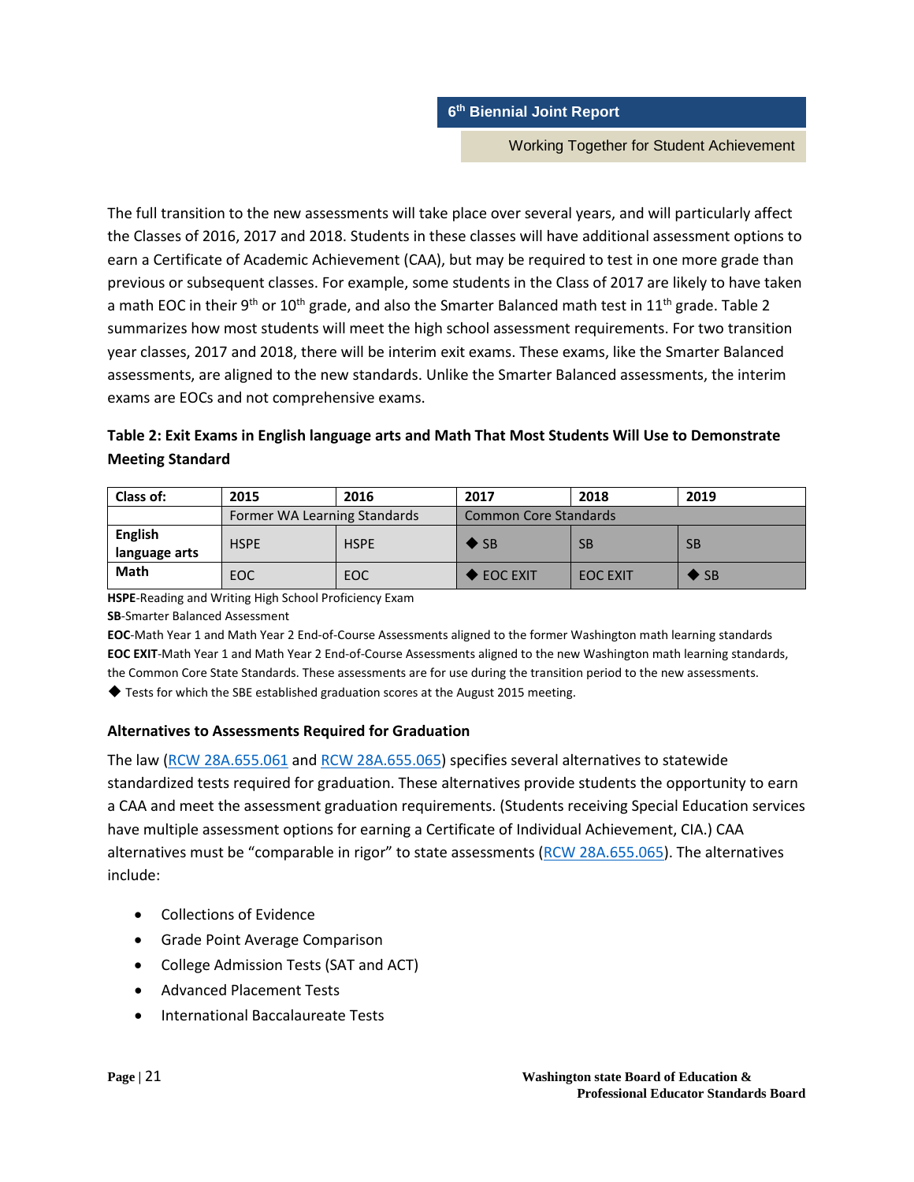The full transition to the new assessments will take place over several years, and will particularly affect the Classes of 2016, 2017 and 2018. Students in these classes will have additional assessment options to earn a Certificate of Academic Achievement (CAA), but may be required to test in one more grade than previous or subsequent classes. For example, some students in the Class of 2017 are likely to have taken a math EOC in their 9th or 10th grade, and also the Smarter Balanced math test in 11th grade. Table 2 summarizes how most students will meet the high school assessment requirements. For two transition year classes, 2017 and 2018, there will be interim exit exams. These exams, like the Smarter Balanced assessments, are aligned to the new standards. Unlike the Smarter Balanced assessments, the interim exams are EOCs and not comprehensive exams.

**Table 2: Exit Exams in English language arts and Math That Most Students Will Use to Demonstrate Meeting Standard**

| Class of: | 2015 | 2016 | 2017 | 2018 | 2019 |
|---|---|---|---|---|---|
| | Former WA Learning Standards | | Common Core Standards | | |
| **English language arts** | HSPE | HSPE | ◆ SB | SB | SB |
| **Math** | EOC | EOC | ◆ EOC EXIT | EOC EXIT | ◆ SB |

**HSPE**-Reading and Writing High School Proficiency Exam

**SB**-Smarter Balanced Assessment

**EOC**-Math Year 1 and Math Year 2 End-of-Course Assessments aligned to the former Washington math learning standards

**EOC EXIT**-Math Year 1 and Math Year 2 End-of-Course Assessments aligned to the new Washington math learning standards, the Common Core State Standards. These assessments are for use during the transition period to the new assessments.

◆ Tests for which the SBE established graduation scores at the August 2015 meeting.

### Alternatives to Assessments Required for Graduation

The law (RCW 28A.655.061 and RCW 28A.655.065) specifies several alternatives to statewide standardized tests required for graduation. These alternatives provide students the opportunity to earn a CAA and meet the assessment graduation requirements. (Students receiving Special Education services have multiple assessment options for earning a Certificate of Individual Achievement, CIA.) CAA alternatives must be "comparable in rigor" to state assessments (RCW 28A.655.065). The alternatives include:

- Collections of Evidence
- Grade Point Average Comparison
- College Admission Tests (SAT and ACT)
- Advanced Placement Tests
- International Baccalaureate Tests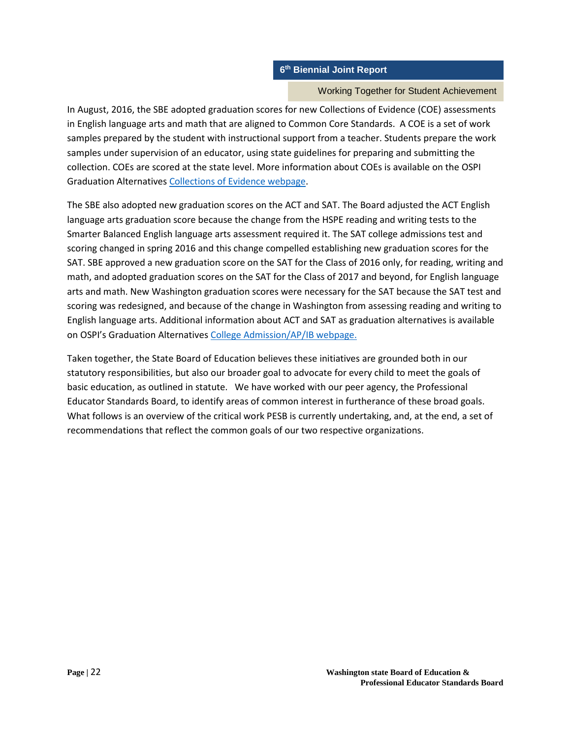In August, 2016, the SBE adopted graduation scores for new Collections of Evidence (COE) assessments in English language arts and math that are aligned to Common Core Standards. A COE is a set of work samples prepared by the student with instructional support from a teacher. Students prepare the work samples under supervision of an educator, using state guidelines for preparing and submitting the collection. COEs are scored at the state level. More information about COEs is available on the OSPI Graduation Alternatives Collections of Evidence webpage.

The SBE also adopted new graduation scores on the ACT and SAT. The Board adjusted the ACT English language arts graduation score because the change from the HSPE reading and writing tests to the Smarter Balanced English language arts assessment required it. The SAT college admissions test and scoring changed in spring 2016 and this change compelled establishing new graduation scores for the SAT. SBE approved a new graduation score on the SAT for the Class of 2016 only, for reading, writing and math, and adopted graduation scores on the SAT for the Class of 2017 and beyond, for English language arts and math. New Washington graduation scores were necessary for the SAT because the SAT test and scoring was redesigned, and because of the change in Washington from assessing reading and writing to English language arts. Additional information about ACT and SAT as graduation alternatives is available on OSPI's Graduation Alternatives College Admission/AP/IB webpage.

Taken together, the State Board of Education believes these initiatives are grounded both in our statutory responsibilities, but also our broader goal to advocate for every child to meet the goals of basic education, as outlined in statute. We have worked with our peer agency, the Professional Educator Standards Board, to identify areas of common interest in furtherance of these broad goals. What follows is an overview of the critical work PESB is currently undertaking, and, at the end, a set of recommendations that reflect the common goals of our two respective organizations.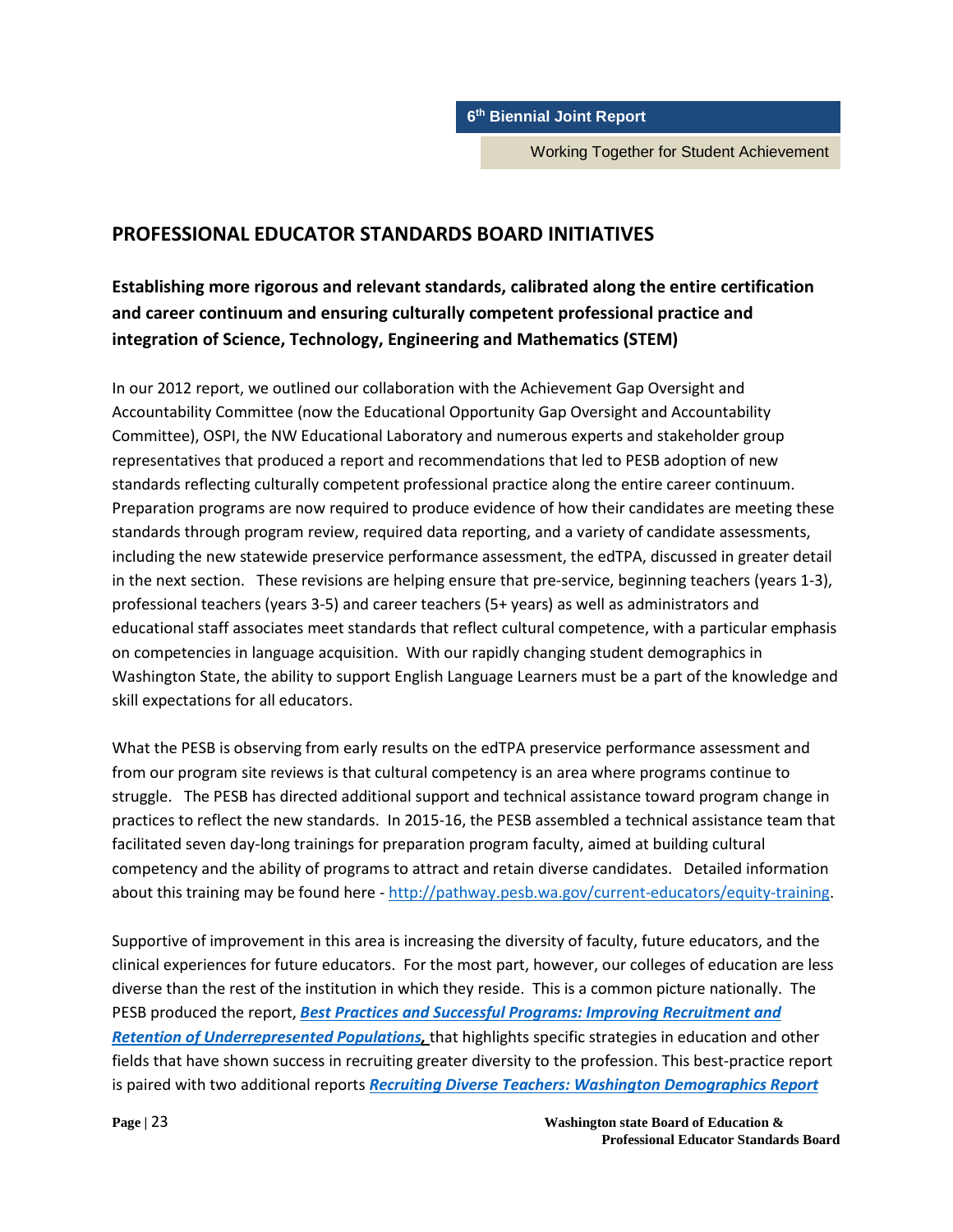## PROFESSIONAL EDUCATOR STANDARDS BOARD INITIATIVES

### Establishing more rigorous and relevant standards, calibrated along the entire certification and career continuum and ensuring culturally competent professional practice and integration of Science, Technology, Engineering and Mathematics (STEM)

In our 2012 report, we outlined our collaboration with the Achievement Gap Oversight and Accountability Committee (now the Educational Opportunity Gap Oversight and Accountability Committee), OSPI, the NW Educational Laboratory and numerous experts and stakeholder group representatives that produced a report and recommendations that led to PESB adoption of new standards reflecting culturally competent professional practice along the entire career continuum. Preparation programs are now required to produce evidence of how their candidates are meeting these standards through program review, required data reporting, and a variety of candidate assessments, including the new statewide preservice performance assessment, the edTPA, discussed in greater detail in the next section. These revisions are helping ensure that pre-service, beginning teachers (years 1-3), professional teachers (years 3-5) and career teachers (5+ years) as well as administrators and educational staff associates meet standards that reflect cultural competence, with a particular emphasis on competencies in language acquisition. With our rapidly changing student demographics in Washington State, the ability to support English Language Learners must be a part of the knowledge and skill expectations for all educators.

What the PESB is observing from early results on the edTPA preservice performance assessment and from our program site reviews is that cultural competency is an area where programs continue to struggle. The PESB has directed additional support and technical assistance toward program change in practices to reflect the new standards. In 2015-16, the PESB assembled a technical assistance team that facilitated seven day-long trainings for preparation program faculty, aimed at building cultural competency and the ability of programs to attract and retain diverse candidates. Detailed information about this training may be found here - http://pathway.pesb.wa.gov/current-educators/equity-training.

Supportive of improvement in this area is increasing the diversity of faculty, future educators, and the clinical experiences for future educators. For the most part, however, our colleges of education are less diverse than the rest of the institution in which they reside. This is a common picture nationally. The PESB produced the report, ***Best Practices and Successful Programs: Improving Recruitment and Retention of Underrepresented Populations***, that highlights specific strategies in education and other fields that have shown success in recruiting greater diversity to the profession. This best-practice report is paired with two additional reports ***Recruiting Diverse Teachers: Washington Demographics Report***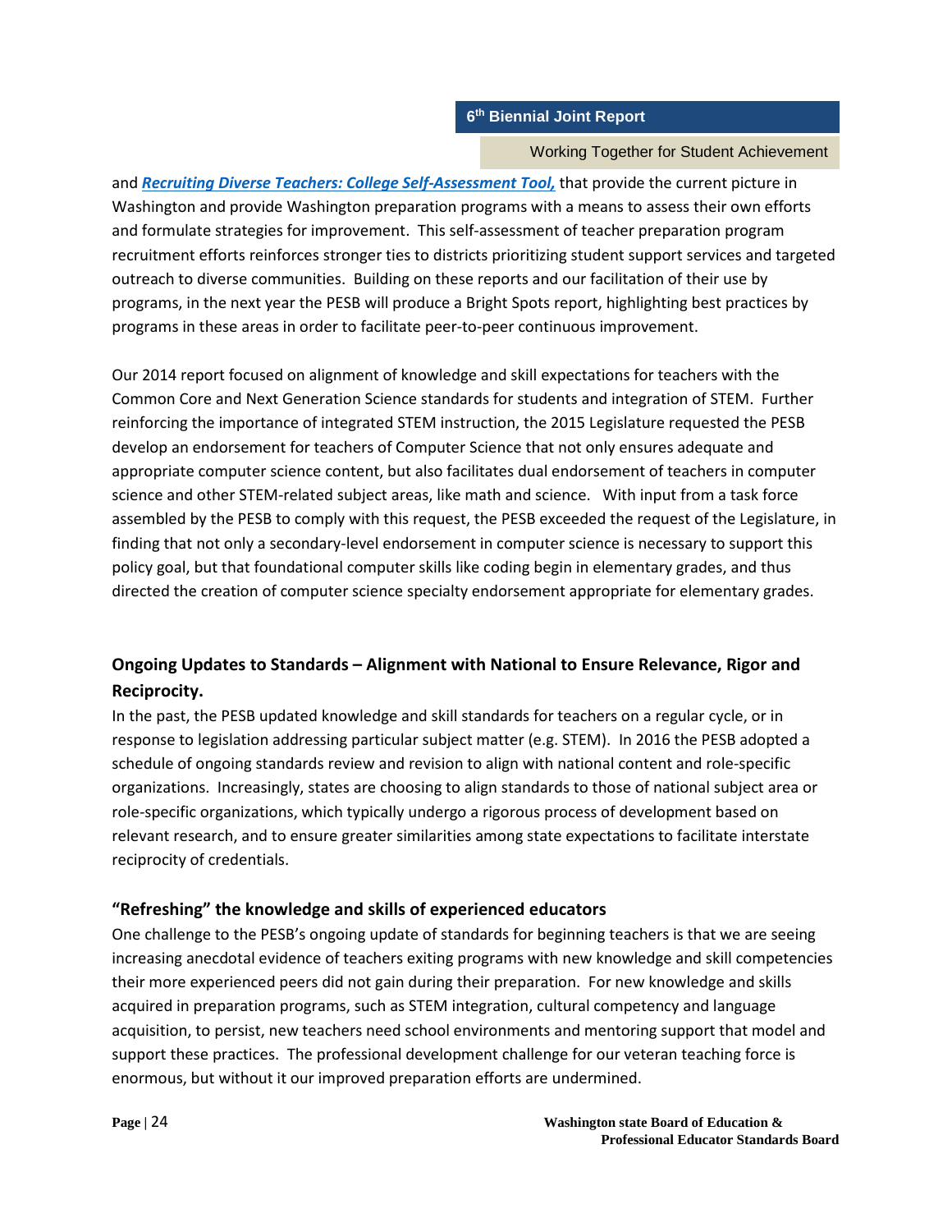and ***Recruiting Diverse Teachers: College Self-Assessment Tool,*** that provide the current picture in Washington and provide Washington preparation programs with a means to assess their own efforts and formulate strategies for improvement. This self-assessment of teacher preparation program recruitment efforts reinforces stronger ties to districts prioritizing student support services and targeted outreach to diverse communities. Building on these reports and our facilitation of their use by programs, in the next year the PESB will produce a Bright Spots report, highlighting best practices by programs in these areas in order to facilitate peer-to-peer continuous improvement.

Our 2014 report focused on alignment of knowledge and skill expectations for teachers with the Common Core and Next Generation Science standards for students and integration of STEM. Further reinforcing the importance of integrated STEM instruction, the 2015 Legislature requested the PESB develop an endorsement for teachers of Computer Science that not only ensures adequate and appropriate computer science content, but also facilitates dual endorsement of teachers in computer science and other STEM-related subject areas, like math and science. With input from a task force assembled by the PESB to comply with this request, the PESB exceeded the request of the Legislature, in finding that not only a secondary-level endorsement in computer science is necessary to support this policy goal, but that foundational computer skills like coding begin in elementary grades, and thus directed the creation of computer science specialty endorsement appropriate for elementary grades.

## Ongoing Updates to Standards – Alignment with National to Ensure Relevance, Rigor and Reciprocity.

In the past, the PESB updated knowledge and skill standards for teachers on a regular cycle, or in response to legislation addressing particular subject matter (e.g. STEM). In 2016 the PESB adopted a schedule of ongoing standards review and revision to align with national content and role-specific organizations. Increasingly, states are choosing to align standards to those of national subject area or role-specific organizations, which typically undergo a rigorous process of development based on relevant research, and to ensure greater similarities among state expectations to facilitate interstate reciprocity of credentials.

## "Refreshing" the knowledge and skills of experienced educators

One challenge to the PESB's ongoing update of standards for beginning teachers is that we are seeing increasing anecdotal evidence of teachers exiting programs with new knowledge and skill competencies their more experienced peers did not gain during their preparation. For new knowledge and skills acquired in preparation programs, such as STEM integration, cultural competency and language acquisition, to persist, new teachers need school environments and mentoring support that model and support these practices. The professional development challenge for our veteran teaching force is enormous, but without it our improved preparation efforts are undermined.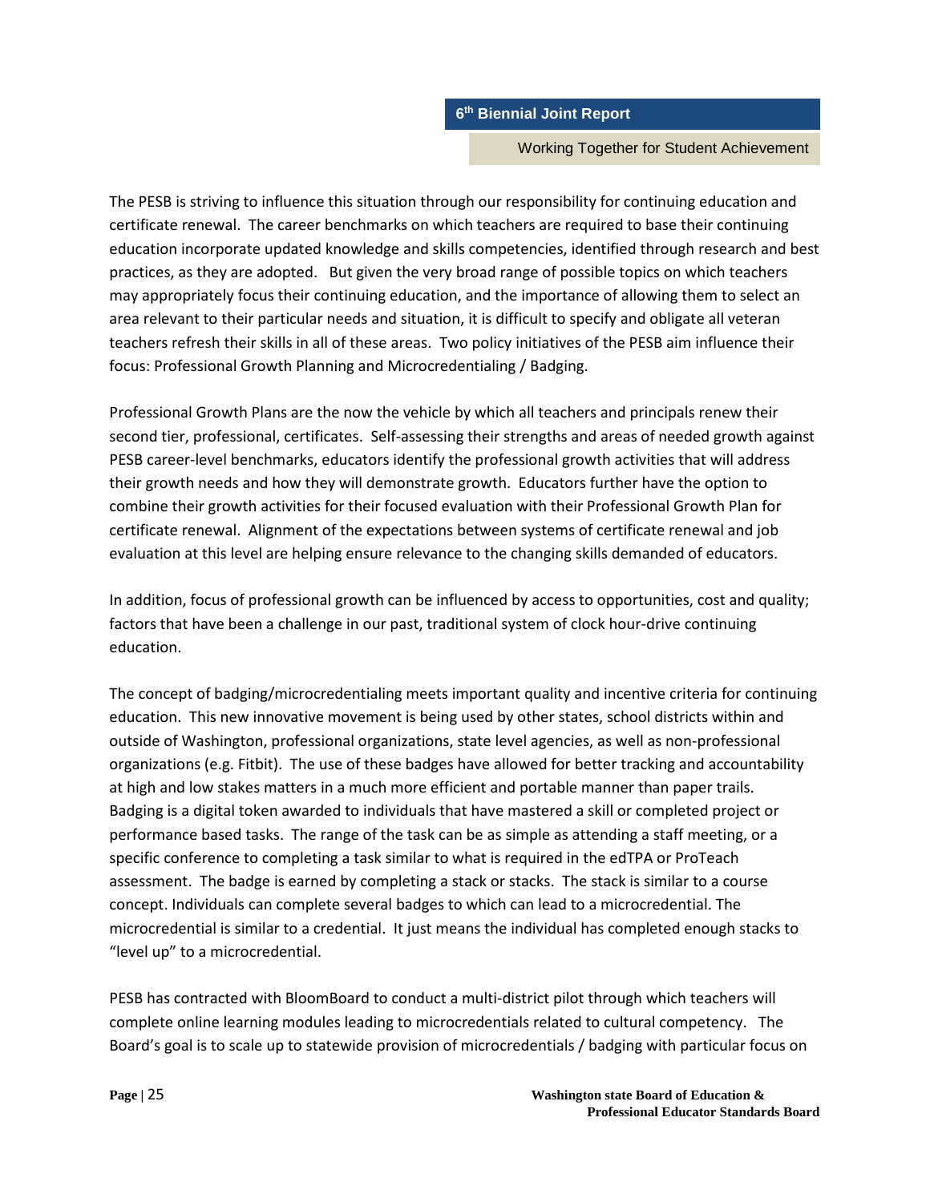The PESB is striving to influence this situation through our responsibility for continuing education and certificate renewal. The career benchmarks on which teachers are required to base their continuing education incorporate updated knowledge and skills competencies, identified through research and best practices, as they are adopted. But given the very broad range of possible topics on which teachers may appropriately focus their continuing education, and the importance of allowing them to select an area relevant to their particular needs and situation, it is difficult to specify and obligate all veteran teachers refresh their skills in all of these areas. Two policy initiatives of the PESB aim influence their focus: Professional Growth Planning and Microcredentialing / Badging.

Professional Growth Plans are the now the vehicle by which all teachers and principals renew their second tier, professional, certificates. Self-assessing their strengths and areas of needed growth against PESB career-level benchmarks, educators identify the professional growth activities that will address their growth needs and how they will demonstrate growth. Educators further have the option to combine their growth activities for their focused evaluation with their Professional Growth Plan for certificate renewal. Alignment of the expectations between systems of certificate renewal and job evaluation at this level are helping ensure relevance to the changing skills demanded of educators.

In addition, focus of professional growth can be influenced by access to opportunities, cost and quality; factors that have been a challenge in our past, traditional system of clock hour-drive continuing education.

The concept of badging/microcredentialing meets important quality and incentive criteria for continuing education. This new innovative movement is being used by other states, school districts within and outside of Washington, professional organizations, state level agencies, as well as non-professional organizations (e.g. Fitbit). The use of these badges have allowed for better tracking and accountability at high and low stakes matters in a much more efficient and portable manner than paper trails. Badging is a digital token awarded to individuals that have mastered a skill or completed project or performance based tasks. The range of the task can be as simple as attending a staff meeting, or a specific conference to completing a task similar to what is required in the edTPA or ProTeach assessment. The badge is earned by completing a stack or stacks. The stack is similar to a course concept. Individuals can complete several badges to which can lead to a microcredential. The microcredential is similar to a credential. It just means the individual has completed enough stacks to "level up" to a microcredential.

PESB has contracted with BloomBoard to conduct a multi-district pilot through which teachers will complete online learning modules leading to microcredentials related to cultural competency. The Board's goal is to scale up to statewide provision of microcredentials / badging with particular focus on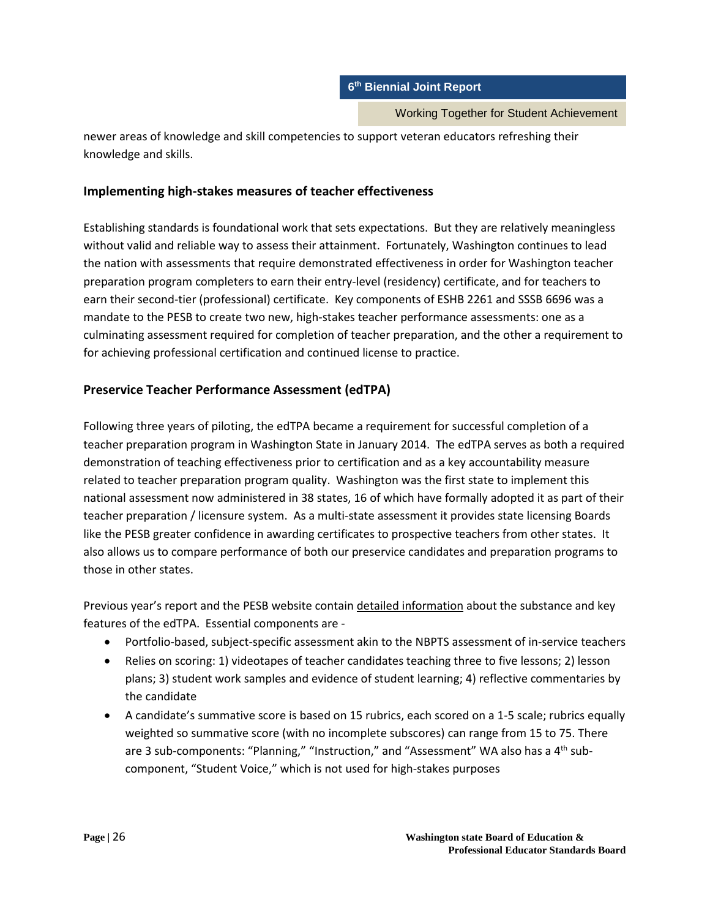newer areas of knowledge and skill competencies to support veteran educators refreshing their knowledge and skills.

## Implementing high-stakes measures of teacher effectiveness

Establishing standards is foundational work that sets expectations. But they are relatively meaningless without valid and reliable way to assess their attainment. Fortunately, Washington continues to lead the nation with assessments that require demonstrated effectiveness in order for Washington teacher preparation program completers to earn their entry-level (residency) certificate, and for teachers to earn their second-tier (professional) certificate. Key components of ESHB 2261 and SSSB 6696 was a mandate to the PESB to create two new, high-stakes teacher performance assessments: one as a culminating assessment required for completion of teacher preparation, and the other a requirement to for achieving professional certification and continued license to practice.

## Preservice Teacher Performance Assessment (edTPA)

Following three years of piloting, the edTPA became a requirement for successful completion of a teacher preparation program in Washington State in January 2014. The edTPA serves as both a required demonstration of teaching effectiveness prior to certification and as a key accountability measure related to teacher preparation program quality. Washington was the first state to implement this national assessment now administered in 38 states, 16 of which have formally adopted it as part of their teacher preparation / licensure system. As a multi-state assessment it provides state licensing Boards like the PESB greater confidence in awarding certificates to prospective teachers from other states. It also allows us to compare performance of both our preservice candidates and preparation programs to those in other states.

Previous year's report and the PESB website contain detailed information about the substance and key features of the edTPA. Essential components are -

- Portfolio-based, subject-specific assessment akin to the NBPTS assessment of in-service teachers
- Relies on scoring: 1) videotapes of teacher candidates teaching three to five lessons; 2) lesson plans; 3) student work samples and evidence of student learning; 4) reflective commentaries by the candidate
- A candidate's summative score is based on 15 rubrics, each scored on a 1-5 scale; rubrics equally weighted so summative score (with no incomplete subscores) can range from 15 to 75. There are 3 sub-components: "Planning," "Instruction," and "Assessment" WA also has a 4th sub-component, "Student Voice," which is not used for high-stakes purposes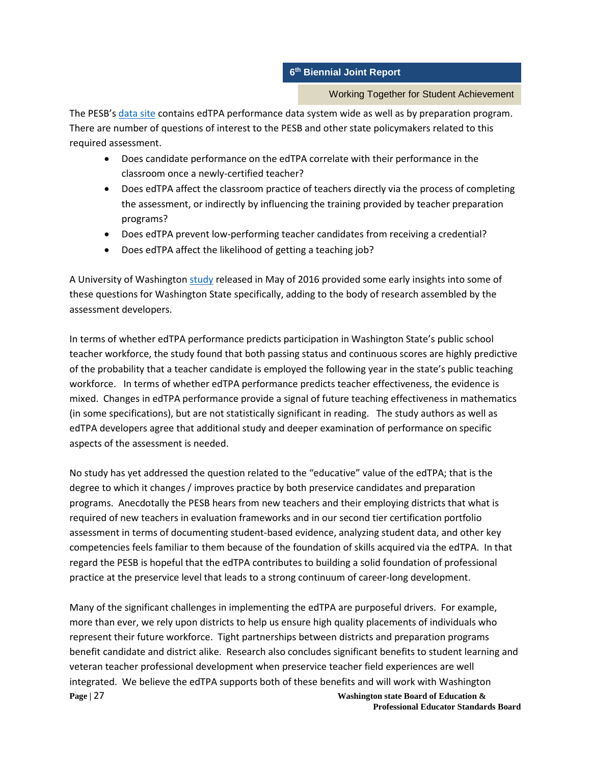The PESB's [data site]() contains edTPA performance data system wide as well as by preparation program. There are number of questions of interest to the PESB and other state policymakers related to this required assessment.

- Does candidate performance on the edTPA correlate with their performance in the classroom once a newly-certified teacher?
- Does edTPA affect the classroom practice of teachers directly via the process of completing the assessment, or indirectly by influencing the training provided by teacher preparation programs?
- Does edTPA prevent low-performing teacher candidates from receiving a credential?
- Does edTPA affect the likelihood of getting a teaching job?

A University of Washington [study]() released in May of 2016 provided some early insights into some of these questions for Washington State specifically, adding to the body of research assembled by the assessment developers.

In terms of whether edTPA performance predicts participation in Washington State's public school teacher workforce, the study found that both passing status and continuous scores are highly predictive of the probability that a teacher candidate is employed the following year in the state's public teaching workforce. In terms of whether edTPA performance predicts teacher effectiveness, the evidence is mixed. Changes in edTPA performance provide a signal of future teaching effectiveness in mathematics (in some specifications), but are not statistically significant in reading. The study authors as well as edTPA developers agree that additional study and deeper examination of performance on specific aspects of the assessment is needed.

No study has yet addressed the question related to the "educative" value of the edTPA; that is the degree to which it changes / improves practice by both preservice candidates and preparation programs. Anecdotally the PESB hears from new teachers and their employing districts that what is required of new teachers in evaluation frameworks and in our second tier certification portfolio assessment in terms of documenting student-based evidence, analyzing student data, and other key competencies feels familiar to them because of the foundation of skills acquired via the edTPA. In that regard the PESB is hopeful that the edTPA contributes to building a solid foundation of professional practice at the preservice level that leads to a strong continuum of career-long development.

Many of the significant challenges in implementing the edTPA are purposeful drivers. For example, more than ever, we rely upon districts to help us ensure high quality placements of individuals who represent their future workforce. Tight partnerships between districts and preparation programs benefit candidate and district alike. Research also concludes significant benefits to student learning and veteran teacher professional development when preservice teacher field experiences are well integrated. We believe the edTPA supports both of these benefits and will work with Washington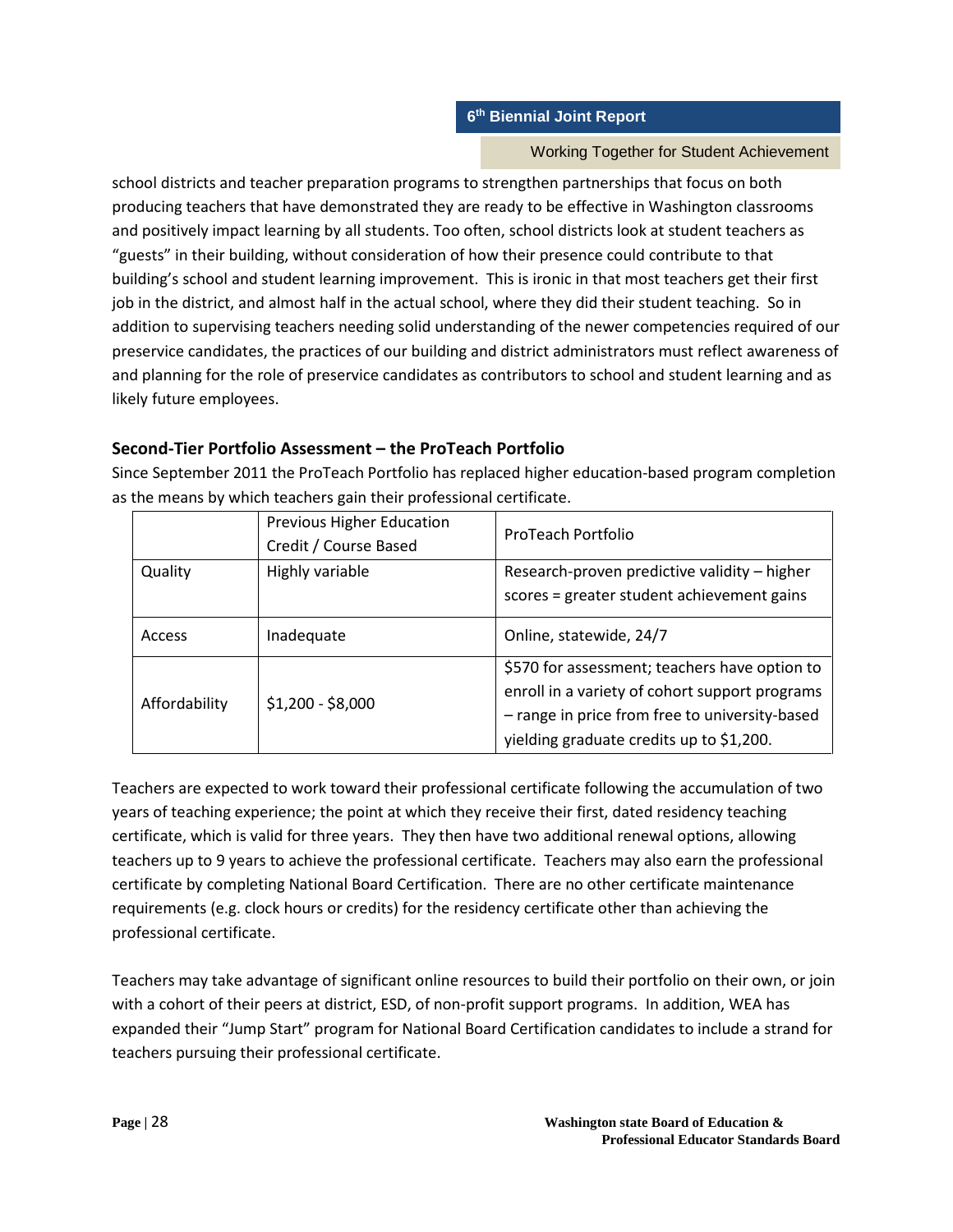school districts and teacher preparation programs to strengthen partnerships that focus on both producing teachers that have demonstrated they are ready to be effective in Washington classrooms and positively impact learning by all students. Too often, school districts look at student teachers as "guests" in their building, without consideration of how their presence could contribute to that building's school and student learning improvement. This is ironic in that most teachers get their first job in the district, and almost half in the actual school, where they did their student teaching. So in addition to supervising teachers needing solid understanding of the newer competencies required of our preservice candidates, the practices of our building and district administrators must reflect awareness of and planning for the role of preservice candidates as contributors to school and student learning and as likely future employees.

## Second-Tier Portfolio Assessment – the ProTeach Portfolio

Since September 2011 the ProTeach Portfolio has replaced higher education-based program completion as the means by which teachers gain their professional certificate.

| | Previous Higher Education Credit / Course Based | ProTeach Portfolio |
|---|---|---|
| Quality | Highly variable | Research-proven predictive validity – higher scores = greater student achievement gains |
| Access | Inadequate | Online, statewide, 24/7 |
| Affordability | $1,200 - $8,000 | $570 for assessment; teachers have option to enroll in a variety of cohort support programs – range in price from free to university-based yielding graduate credits up to $1,200. |

Teachers are expected to work toward their professional certificate following the accumulation of two years of teaching experience; the point at which they receive their first, dated residency teaching certificate, which is valid for three years. They then have two additional renewal options, allowing teachers up to 9 years to achieve the professional certificate. Teachers may also earn the professional certificate by completing National Board Certification. There are no other certificate maintenance requirements (e.g. clock hours or credits) for the residency certificate other than achieving the professional certificate.

Teachers may take advantage of significant online resources to build their portfolio on their own, or join with a cohort of their peers at district, ESD, of non-profit support programs. In addition, WEA has expanded their "Jump Start" program for National Board Certification candidates to include a strand for teachers pursuing their professional certificate.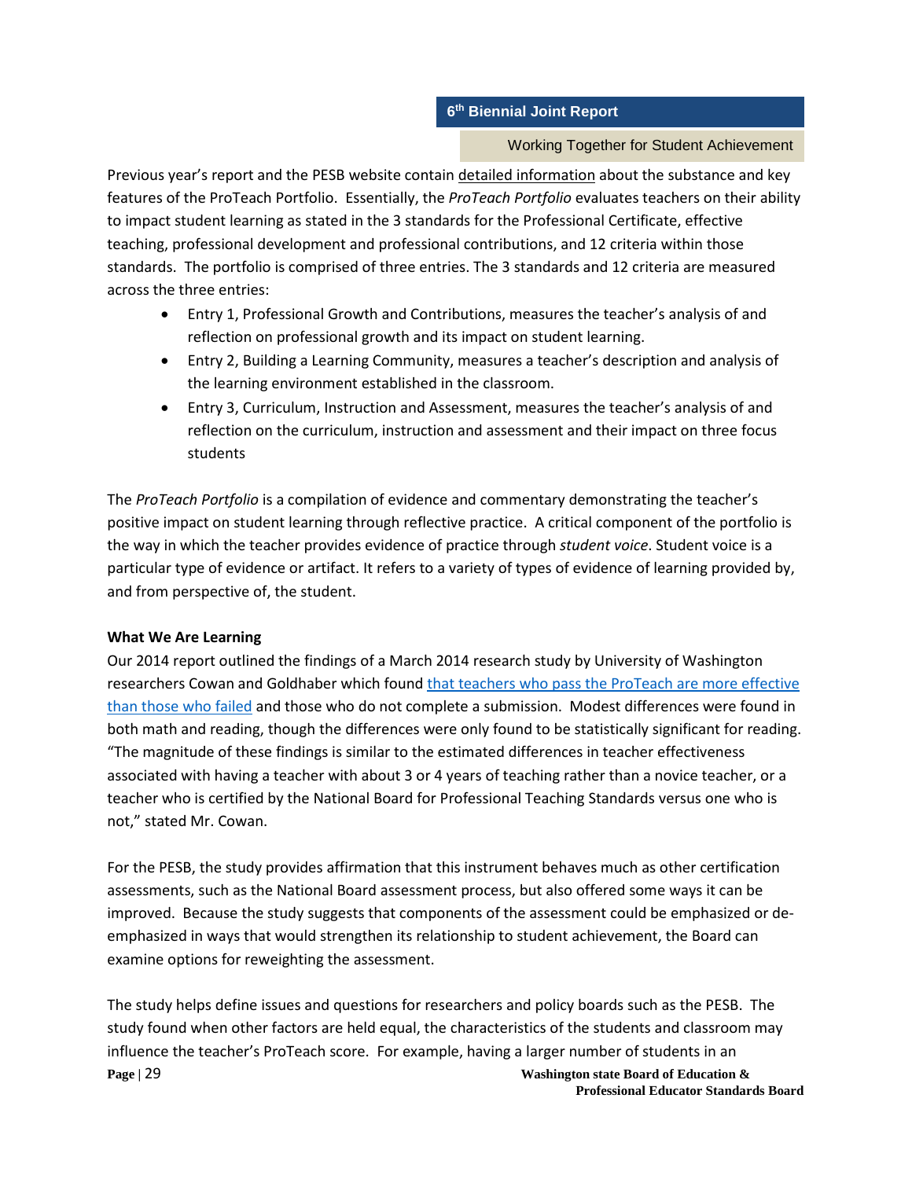Previous year's report and the PESB website contain detailed information about the substance and key features of the ProTeach Portfolio. Essentially, the *ProTeach Portfolio* evaluates teachers on their ability to impact student learning as stated in the 3 standards for the Professional Certificate, effective teaching, professional development and professional contributions, and 12 criteria within those standards. The portfolio is comprised of three entries. The 3 standards and 12 criteria are measured across the three entries:

- Entry 1, Professional Growth and Contributions, measures the teacher's analysis of and reflection on professional growth and its impact on student learning.
- Entry 2, Building a Learning Community, measures a teacher's description and analysis of the learning environment established in the classroom.
- Entry 3, Curriculum, Instruction and Assessment, measures the teacher's analysis of and reflection on the curriculum, instruction and assessment and their impact on three focus students

The *ProTeach Portfolio* is a compilation of evidence and commentary demonstrating the teacher's positive impact on student learning through reflective practice. A critical component of the portfolio is the way in which the teacher provides evidence of practice through *student voice*. Student voice is a particular type of evidence or artifact. It refers to a variety of types of evidence of learning provided by, and from perspective of, the student.

**What We Are Learning**

Our 2014 report outlined the findings of a March 2014 research study by University of Washington researchers Cowan and Goldhaber which found that teachers who pass the ProTeach are more effective than those who failed and those who do not complete a submission. Modest differences were found in both math and reading, though the differences were only found to be statistically significant for reading. "The magnitude of these findings is similar to the estimated differences in teacher effectiveness associated with having a teacher with about 3 or 4 years of teaching rather than a novice teacher, or a teacher who is certified by the National Board for Professional Teaching Standards versus one who is not," stated Mr. Cowan.

For the PESB, the study provides affirmation that this instrument behaves much as other certification assessments, such as the National Board assessment process, but also offered some ways it can be improved. Because the study suggests that components of the assessment could be emphasized or de-emphasized in ways that would strengthen its relationship to student achievement, the Board can examine options for reweighting the assessment.

The study helps define issues and questions for researchers and policy boards such as the PESB. The study found when other factors are held equal, the characteristics of the students and classroom may influence the teacher's ProTeach score. For example, having a larger number of students in an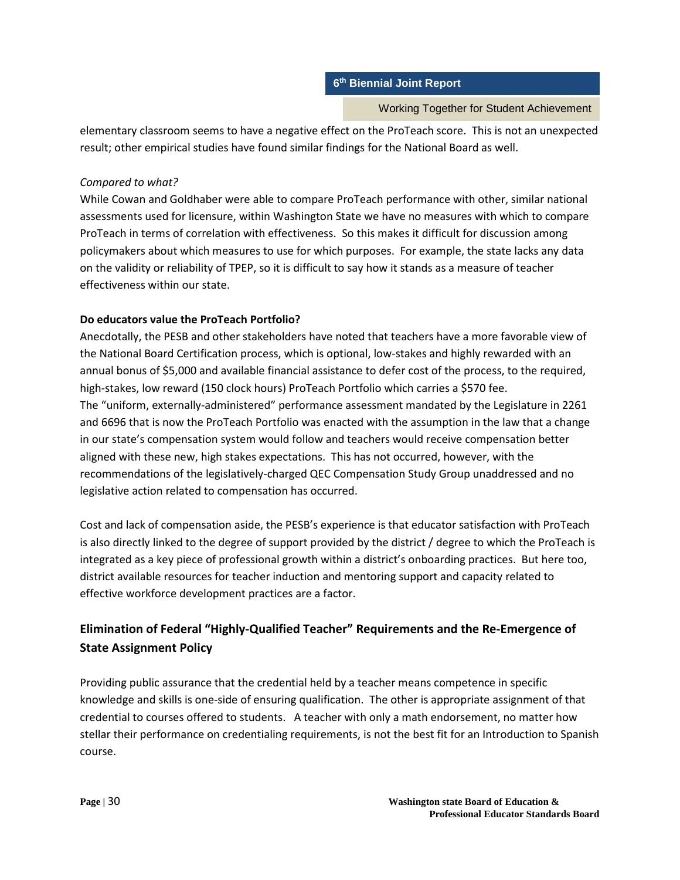elementary classroom seems to have a negative effect on the ProTeach score. This is not an unexpected result; other empirical studies have found similar findings for the National Board as well.

*Compared to what?*

While Cowan and Goldhaber were able to compare ProTeach performance with other, similar national assessments used for licensure, within Washington State we have no measures with which to compare ProTeach in terms of correlation with effectiveness. So this makes it difficult for discussion among policymakers about which measures to use for which purposes. For example, the state lacks any data on the validity or reliability of TPEP, so it is difficult to say how it stands as a measure of teacher effectiveness within our state.

**Do educators value the ProTeach Portfolio?**

Anecdotally, the PESB and other stakeholders have noted that teachers have a more favorable view of the National Board Certification process, which is optional, low-stakes and highly rewarded with an annual bonus of $5,000 and available financial assistance to defer cost of the process, to the required, high-stakes, low reward (150 clock hours) ProTeach Portfolio which carries a $570 fee.

The "uniform, externally-administered" performance assessment mandated by the Legislature in 2261 and 6696 that is now the ProTeach Portfolio was enacted with the assumption in the law that a change in our state's compensation system would follow and teachers would receive compensation better aligned with these new, high stakes expectations. This has not occurred, however, with the recommendations of the legislatively-charged QEC Compensation Study Group unaddressed and no legislative action related to compensation has occurred.

Cost and lack of compensation aside, the PESB's experience is that educator satisfaction with ProTeach is also directly linked to the degree of support provided by the district / degree to which the ProTeach is integrated as a key piece of professional growth within a district's onboarding practices. But here too, district available resources for teacher induction and mentoring support and capacity related to effective workforce development practices are a factor.

## Elimination of Federal "Highly-Qualified Teacher" Requirements and the Re-Emergence of State Assignment Policy

Providing public assurance that the credential held by a teacher means competence in specific knowledge and skills is one-side of ensuring qualification. The other is appropriate assignment of that credential to courses offered to students. A teacher with only a math endorsement, no matter how stellar their performance on credentialing requirements, is not the best fit for an Introduction to Spanish course.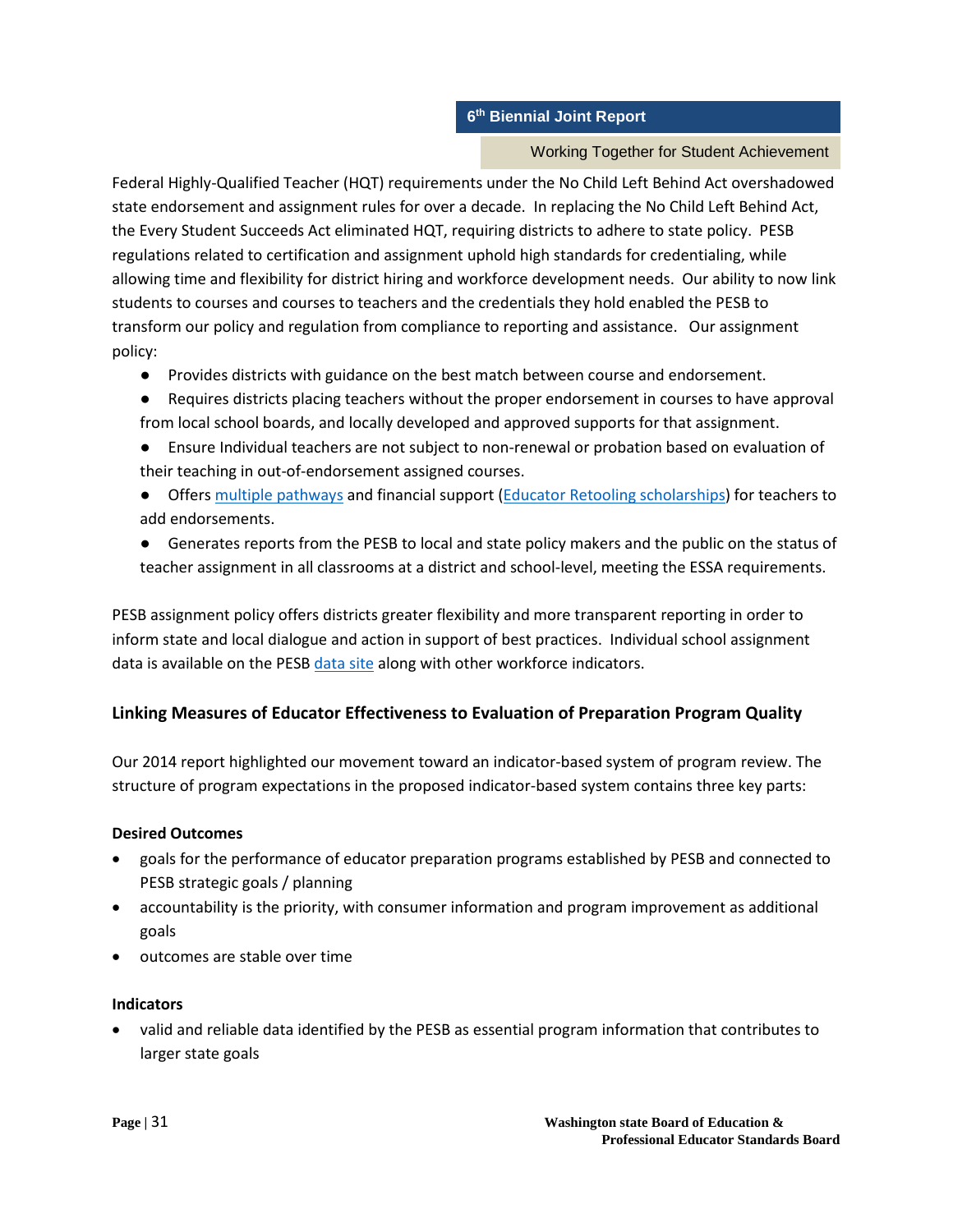Federal Highly-Qualified Teacher (HQT) requirements under the No Child Left Behind Act overshadowed state endorsement and assignment rules for over a decade. In replacing the No Child Left Behind Act, the Every Student Succeeds Act eliminated HQT, requiring districts to adhere to state policy. PESB regulations related to certification and assignment uphold high standards for credentialing, while allowing time and flexibility for district hiring and workforce development needs. Our ability to now link students to courses and courses to teachers and the credentials they hold enabled the PESB to transform our policy and regulation from compliance to reporting and assistance. Our assignment policy:

- Provides districts with guidance on the best match between course and endorsement.
- Requires districts placing teachers without the proper endorsement in courses to have approval from local school boards, and locally developed and approved supports for that assignment.
- Ensure Individual teachers are not subject to non-renewal or probation based on evaluation of their teaching in out-of-endorsement assigned courses.
- Offers multiple pathways and financial support (Educator Retooling scholarships) for teachers to add endorsements.
- Generates reports from the PESB to local and state policy makers and the public on the status of teacher assignment in all classrooms at a district and school-level, meeting the ESSA requirements.

PESB assignment policy offers districts greater flexibility and more transparent reporting in order to inform state and local dialogue and action in support of best practices. Individual school assignment data is available on the PESB data site along with other workforce indicators.

## Linking Measures of Educator Effectiveness to Evaluation of Preparation Program Quality

Our 2014 report highlighted our movement toward an indicator-based system of program review. The structure of program expectations in the proposed indicator-based system contains three key parts:

**Desired Outcomes**

- goals for the performance of educator preparation programs established by PESB and connected to PESB strategic goals / planning
- accountability is the priority, with consumer information and program improvement as additional goals
- outcomes are stable over time

**Indicators**

- valid and reliable data identified by the PESB as essential program information that contributes to larger state goals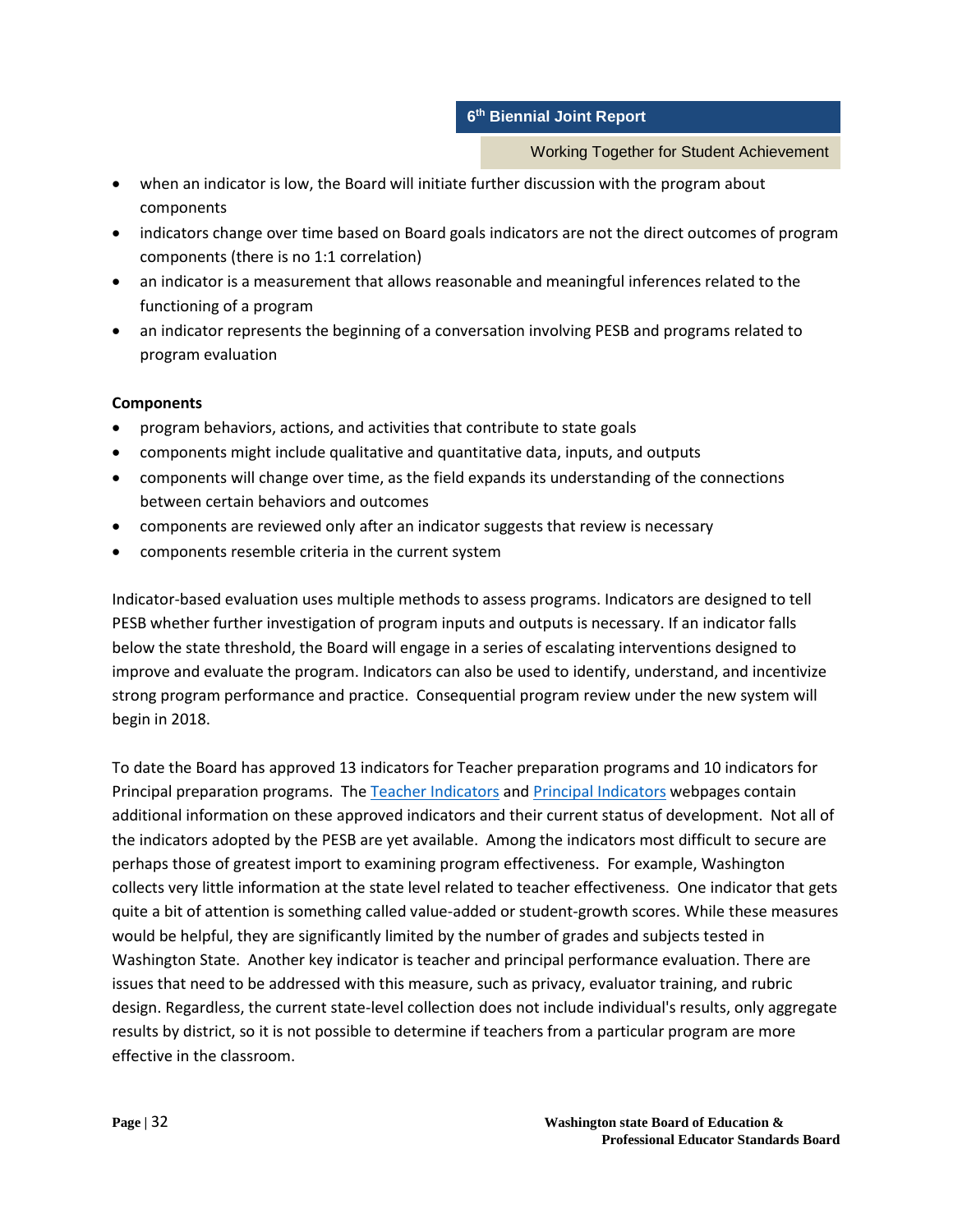- when an indicator is low, the Board will initiate further discussion with the program about components
- indicators change over time based on Board goals indicators are not the direct outcomes of program components (there is no 1:1 correlation)
- an indicator is a measurement that allows reasonable and meaningful inferences related to the functioning of a program
- an indicator represents the beginning of a conversation involving PESB and programs related to program evaluation

**Components**

- program behaviors, actions, and activities that contribute to state goals
- components might include qualitative and quantitative data, inputs, and outputs
- components will change over time, as the field expands its understanding of the connections between certain behaviors and outcomes
- components are reviewed only after an indicator suggests that review is necessary
- components resemble criteria in the current system

Indicator-based evaluation uses multiple methods to assess programs. Indicators are designed to tell PESB whether further investigation of program inputs and outputs is necessary. If an indicator falls below the state threshold, the Board will engage in a series of escalating interventions designed to improve and evaluate the program. Indicators can also be used to identify, understand, and incentivize strong program performance and practice. Consequential program review under the new system will begin in 2018.

To date the Board has approved 13 indicators for Teacher preparation programs and 10 indicators for Principal preparation programs. The Teacher Indicators and Principal Indicators webpages contain additional information on these approved indicators and their current status of development. Not all of the indicators adopted by the PESB are yet available. Among the indicators most difficult to secure are perhaps those of greatest import to examining program effectiveness. For example, Washington collects very little information at the state level related to teacher effectiveness. One indicator that gets quite a bit of attention is something called value-added or student-growth scores. While these measures would be helpful, they are significantly limited by the number of grades and subjects tested in Washington State. Another key indicator is teacher and principal performance evaluation. There are issues that need to be addressed with this measure, such as privacy, evaluator training, and rubric design. Regardless, the current state-level collection does not include individual's results, only aggregate results by district, so it is not possible to determine if teachers from a particular program are more effective in the classroom.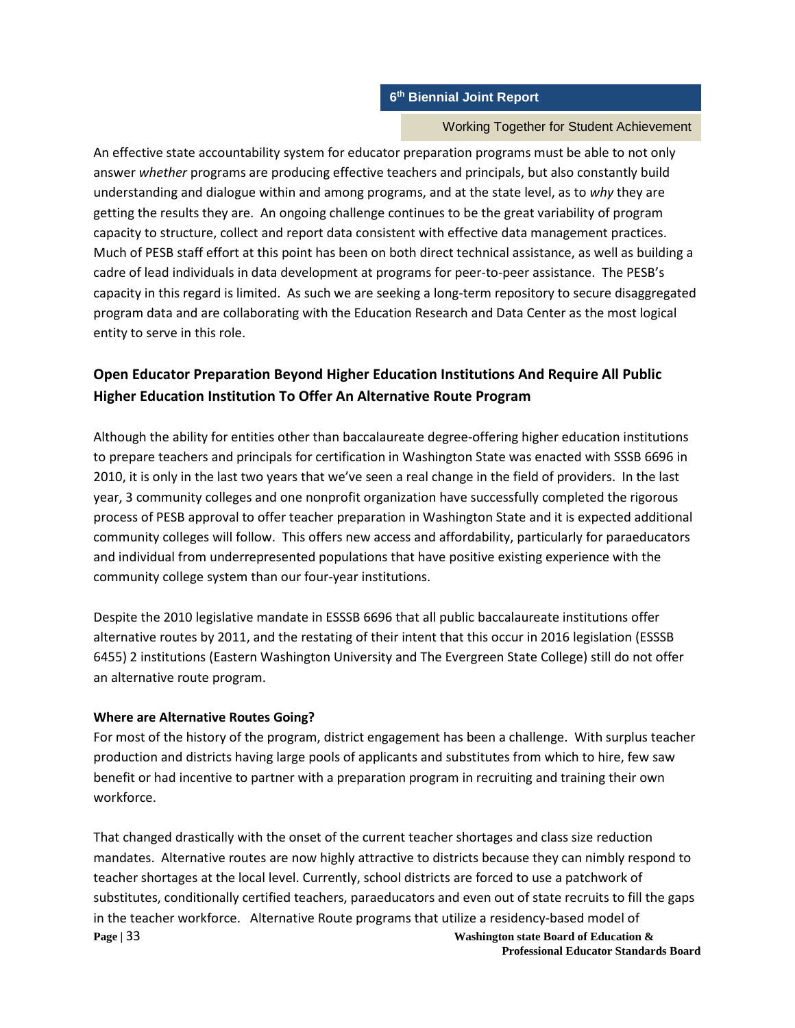An effective state accountability system for educator preparation programs must be able to not only answer *whether* programs are producing effective teachers and principals, but also constantly build understanding and dialogue within and among programs, and at the state level, as to *why* they are getting the results they are. An ongoing challenge continues to be the great variability of program capacity to structure, collect and report data consistent with effective data management practices. Much of PESB staff effort at this point has been on both direct technical assistance, as well as building a cadre of lead individuals in data development at programs for peer-to-peer assistance. The PESB's capacity in this regard is limited. As such we are seeking a long-term repository to secure disaggregated program data and are collaborating with the Education Research and Data Center as the most logical entity to serve in this role.

## Open Educator Preparation Beyond Higher Education Institutions And Require All Public Higher Education Institution To Offer An Alternative Route Program

Although the ability for entities other than baccalaureate degree-offering higher education institutions to prepare teachers and principals for certification in Washington State was enacted with SSSB 6696 in 2010, it is only in the last two years that we've seen a real change in the field of providers. In the last year, 3 community colleges and one nonprofit organization have successfully completed the rigorous process of PESB approval to offer teacher preparation in Washington State and it is expected additional community colleges will follow. This offers new access and affordability, particularly for paraeducators and individual from underrepresented populations that have positive existing experience with the community college system than our four-year institutions.

Despite the 2010 legislative mandate in ESSSB 6696 that all public baccalaureate institutions offer alternative routes by 2011, and the restating of their intent that this occur in 2016 legislation (ESSSB 6455) 2 institutions (Eastern Washington University and The Evergreen State College) still do not offer an alternative route program.

**Where are Alternative Routes Going?**

For most of the history of the program, district engagement has been a challenge. With surplus teacher production and districts having large pools of applicants and substitutes from which to hire, few saw benefit or had incentive to partner with a preparation program in recruiting and training their own workforce.

That changed drastically with the onset of the current teacher shortages and class size reduction mandates. Alternative routes are now highly attractive to districts because they can nimbly respond to teacher shortages at the local level. Currently, school districts are forced to use a patchwork of substitutes, conditionally certified teachers, paraeducators and even out of state recruits to fill the gaps in the teacher workforce. Alternative Route programs that utilize a residency-based model of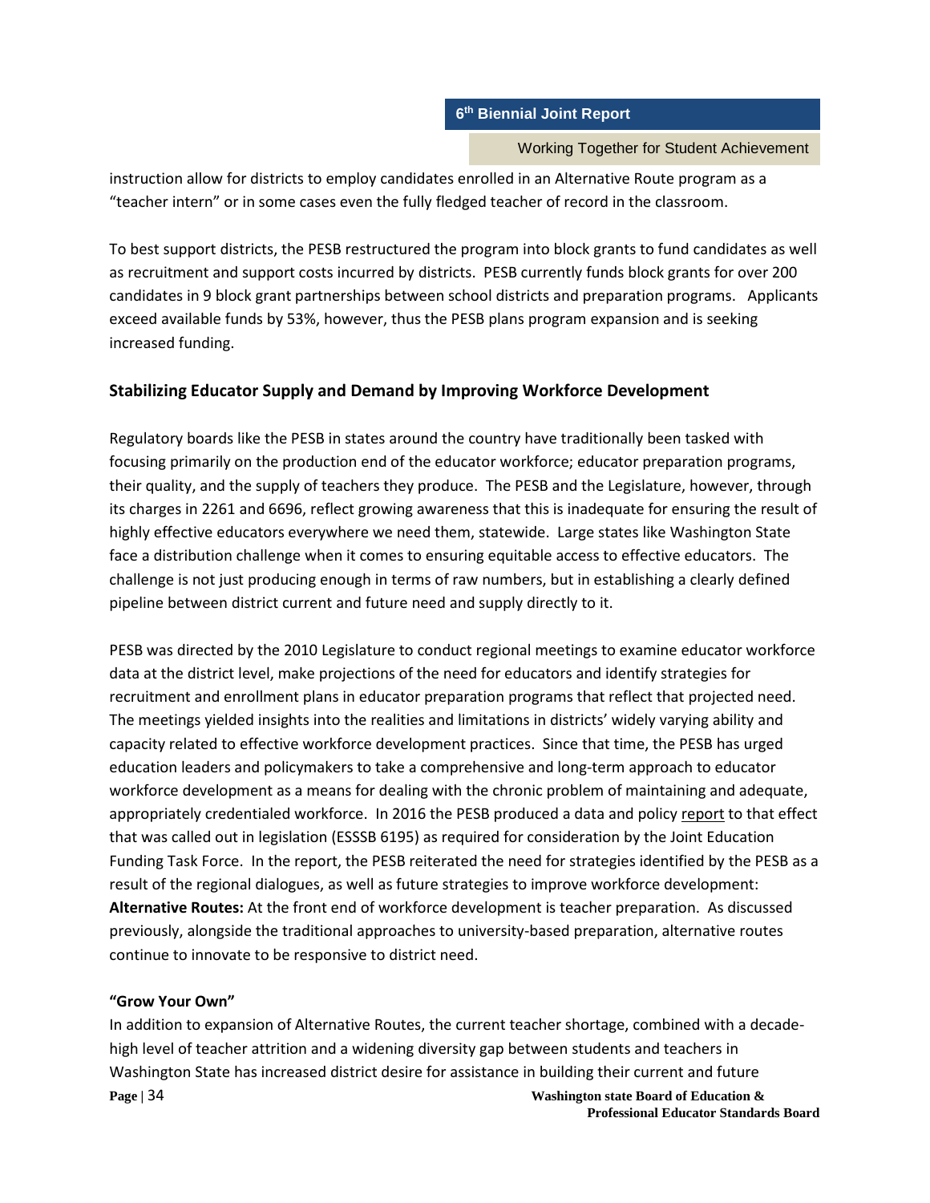instruction allow for districts to employ candidates enrolled in an Alternative Route program as a "teacher intern" or in some cases even the fully fledged teacher of record in the classroom.

To best support districts, the PESB restructured the program into block grants to fund candidates as well as recruitment and support costs incurred by districts. PESB currently funds block grants for over 200 candidates in 9 block grant partnerships between school districts and preparation programs. Applicants exceed available funds by 53%, however, thus the PESB plans program expansion and is seeking increased funding.

## Stabilizing Educator Supply and Demand by Improving Workforce Development

Regulatory boards like the PESB in states around the country have traditionally been tasked with focusing primarily on the production end of the educator workforce; educator preparation programs, their quality, and the supply of teachers they produce. The PESB and the Legislature, however, through its charges in 2261 and 6696, reflect growing awareness that this is inadequate for ensuring the result of highly effective educators everywhere we need them, statewide. Large states like Washington State face a distribution challenge when it comes to ensuring equitable access to effective educators. The challenge is not just producing enough in terms of raw numbers, but in establishing a clearly defined pipeline between district current and future need and supply directly to it.

PESB was directed by the 2010 Legislature to conduct regional meetings to examine educator workforce data at the district level, make projections of the need for educators and identify strategies for recruitment and enrollment plans in educator preparation programs that reflect that projected need. The meetings yielded insights into the realities and limitations in districts' widely varying ability and capacity related to effective workforce development practices. Since that time, the PESB has urged education leaders and policymakers to take a comprehensive and long-term approach to educator workforce development as a means for dealing with the chronic problem of maintaining and adequate, appropriately credentialed workforce. In 2016 the PESB produced a data and policy report to that effect that was called out in legislation (ESSSB 6195) as required for consideration by the Joint Education Funding Task Force. In the report, the PESB reiterated the need for strategies identified by the PESB as a result of the regional dialogues, as well as future strategies to improve workforce development:

**Alternative Routes:** At the front end of workforce development is teacher preparation. As discussed previously, alongside the traditional approaches to university-based preparation, alternative routes continue to innovate to be responsive to district need.

### "Grow Your Own"

In addition to expansion of Alternative Routes, the current teacher shortage, combined with a decade-high level of teacher attrition and a widening diversity gap between students and teachers in Washington State has increased district desire for assistance in building their current and future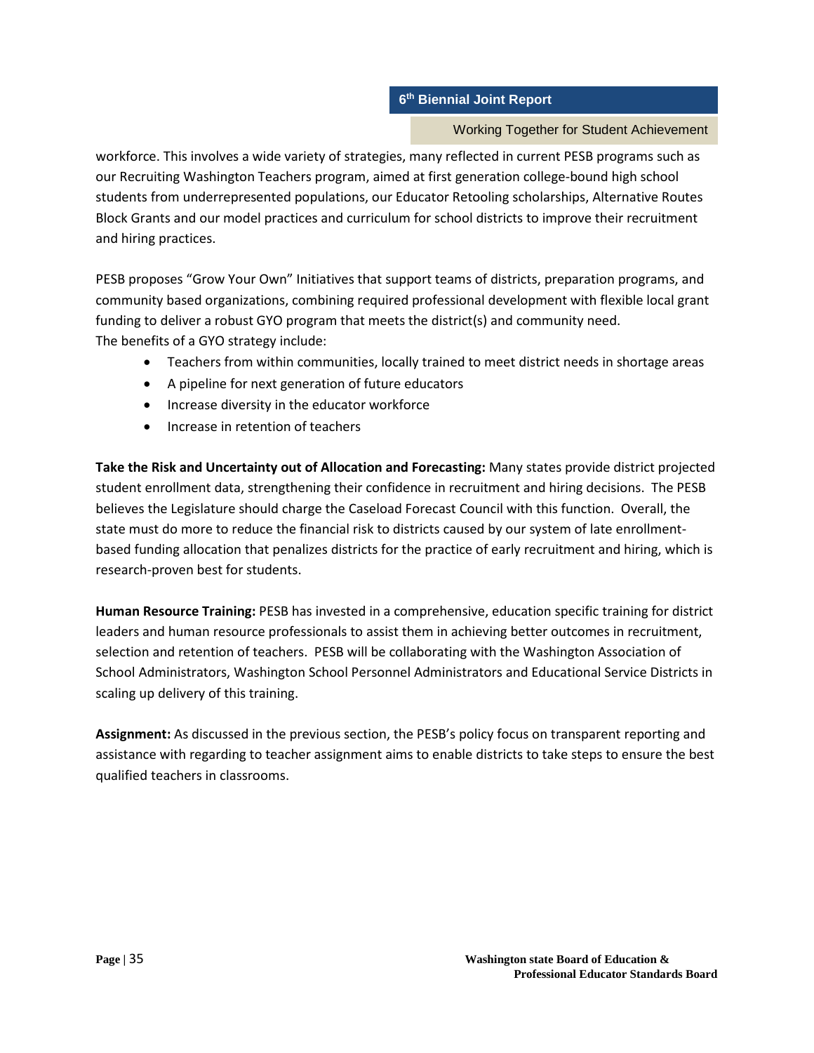workforce. This involves a wide variety of strategies, many reflected in current PESB programs such as our Recruiting Washington Teachers program, aimed at first generation college-bound high school students from underrepresented populations, our Educator Retooling scholarships, Alternative Routes Block Grants and our model practices and curriculum for school districts to improve their recruitment and hiring practices.

PESB proposes "Grow Your Own" Initiatives that support teams of districts, preparation programs, and community based organizations, combining required professional development with flexible local grant funding to deliver a robust GYO program that meets the district(s) and community need.
The benefits of a GYO strategy include:

- Teachers from within communities, locally trained to meet district needs in shortage areas
- A pipeline for next generation of future educators
- Increase diversity in the educator workforce
- Increase in retention of teachers

**Take the Risk and Uncertainty out of Allocation and Forecasting:** Many states provide district projected student enrollment data, strengthening their confidence in recruitment and hiring decisions. The PESB believes the Legislature should charge the Caseload Forecast Council with this function. Overall, the state must do more to reduce the financial risk to districts caused by our system of late enrollment-based funding allocation that penalizes districts for the practice of early recruitment and hiring, which is research-proven best for students.

**Human Resource Training:** PESB has invested in a comprehensive, education specific training for district leaders and human resource professionals to assist them in achieving better outcomes in recruitment, selection and retention of teachers. PESB will be collaborating with the Washington Association of School Administrators, Washington School Personnel Administrators and Educational Service Districts in scaling up delivery of this training.

**Assignment:** As discussed in the previous section, the PESB's policy focus on transparent reporting and assistance with regarding to teacher assignment aims to enable districts to take steps to ensure the best qualified teachers in classrooms.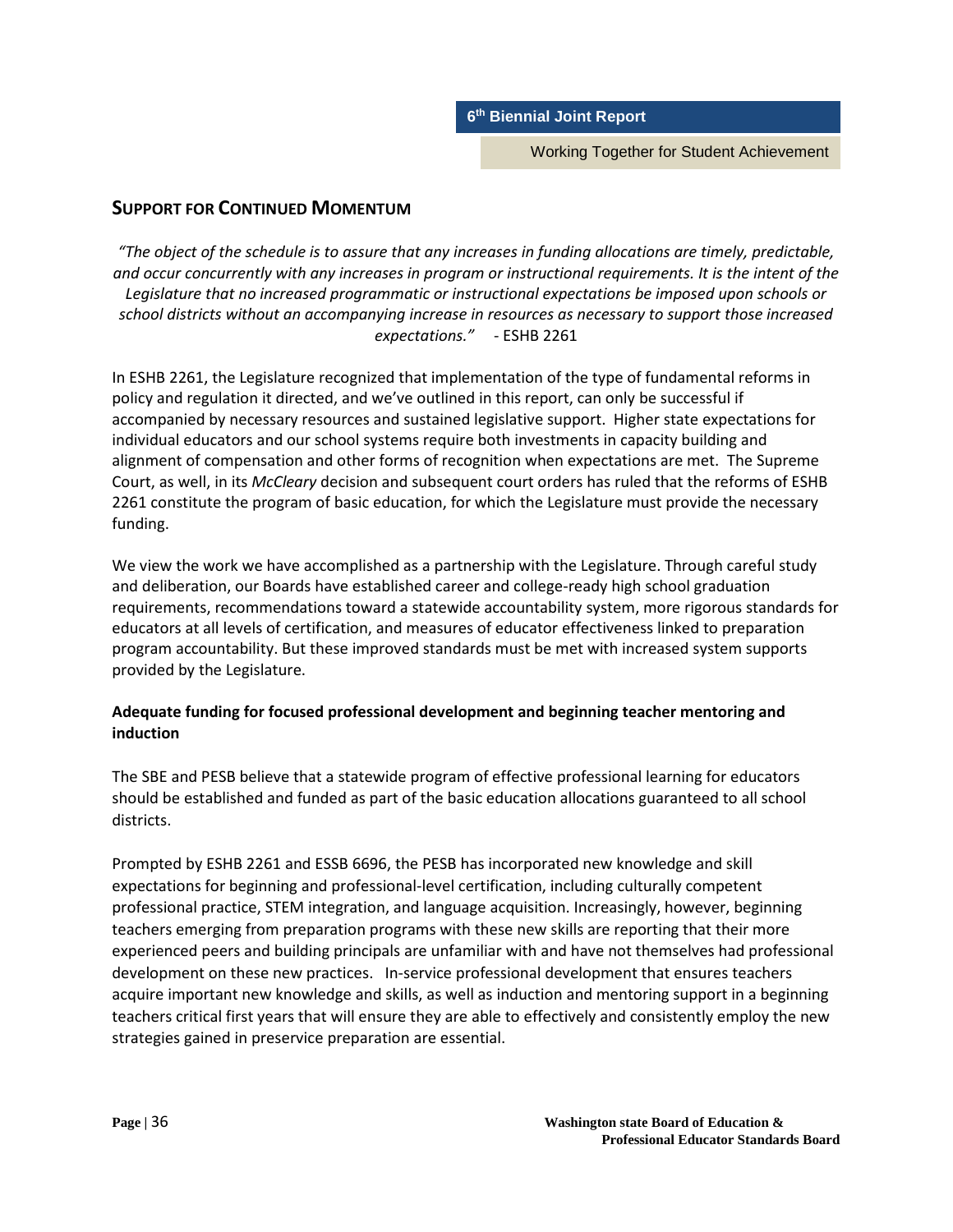## Support for Continued Momentum

*"The object of the schedule is to assure that any increases in funding allocations are timely, predictable, and occur concurrently with any increases in program or instructional requirements. It is the intent of the Legislature that no increased programmatic or instructional expectations be imposed upon schools or school districts without an accompanying increase in resources as necessary to support those increased expectations."* - ESHB 2261

In ESHB 2261, the Legislature recognized that implementation of the type of fundamental reforms in policy and regulation it directed, and we've outlined in this report, can only be successful if accompanied by necessary resources and sustained legislative support. Higher state expectations for individual educators and our school systems require both investments in capacity building and alignment of compensation and other forms of recognition when expectations are met. The Supreme Court, as well, in its *McCleary* decision and subsequent court orders has ruled that the reforms of ESHB 2261 constitute the program of basic education, for which the Legislature must provide the necessary funding.

We view the work we have accomplished as a partnership with the Legislature. Through careful study and deliberation, our Boards have established career and college-ready high school graduation requirements, recommendations toward a statewide accountability system, more rigorous standards for educators at all levels of certification, and measures of educator effectiveness linked to preparation program accountability. But these improved standards must be met with increased system supports provided by the Legislature.

**Adequate funding for focused professional development and beginning teacher mentoring and induction**

The SBE and PESB believe that a statewide program of effective professional learning for educators should be established and funded as part of the basic education allocations guaranteed to all school districts.

Prompted by ESHB 2261 and ESSB 6696, the PESB has incorporated new knowledge and skill expectations for beginning and professional-level certification, including culturally competent professional practice, STEM integration, and language acquisition. Increasingly, however, beginning teachers emerging from preparation programs with these new skills are reporting that their more experienced peers and building principals are unfamiliar with and have not themselves had professional development on these new practices. In-service professional development that ensures teachers acquire important new knowledge and skills, as well as induction and mentoring support in a beginning teachers critical first years that will ensure they are able to effectively and consistently employ the new strategies gained in preservice preparation are essential.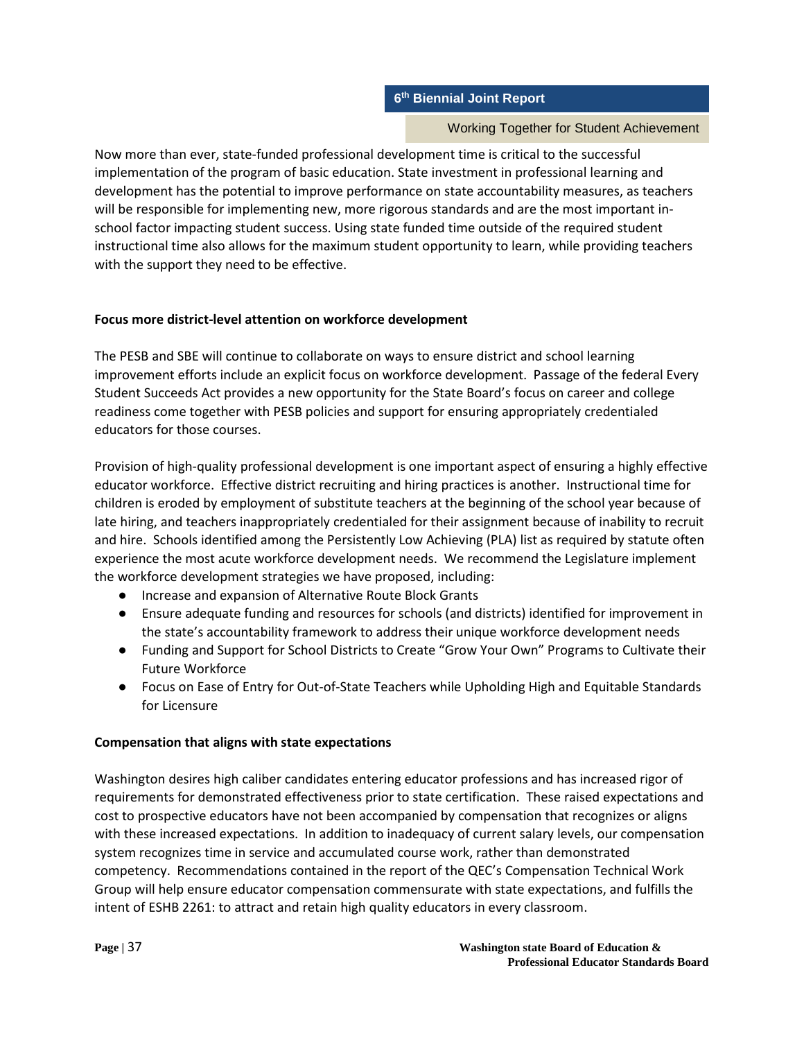Now more than ever, state-funded professional development time is critical to the successful implementation of the program of basic education. State investment in professional learning and development has the potential to improve performance on state accountability measures, as teachers will be responsible for implementing new, more rigorous standards and are the most important in-school factor impacting student success. Using state funded time outside of the required student instructional time also allows for the maximum student opportunity to learn, while providing teachers with the support they need to be effective.

**Focus more district-level attention on workforce development**

The PESB and SBE will continue to collaborate on ways to ensure district and school learning improvement efforts include an explicit focus on workforce development. Passage of the federal Every Student Succeeds Act provides a new opportunity for the State Board's focus on career and college readiness come together with PESB policies and support for ensuring appropriately credentialed educators for those courses.

Provision of high-quality professional development is one important aspect of ensuring a highly effective educator workforce. Effective district recruiting and hiring practices is another. Instructional time for children is eroded by employment of substitute teachers at the beginning of the school year because of late hiring, and teachers inappropriately credentialed for their assignment because of inability to recruit and hire. Schools identified among the Persistently Low Achieving (PLA) list as required by statute often experience the most acute workforce development needs. We recommend the Legislature implement the workforce development strategies we have proposed, including:

- Increase and expansion of Alternative Route Block Grants
- Ensure adequate funding and resources for schools (and districts) identified for improvement in the state's accountability framework to address their unique workforce development needs
- Funding and Support for School Districts to Create "Grow Your Own" Programs to Cultivate their Future Workforce
- Focus on Ease of Entry for Out-of-State Teachers while Upholding High and Equitable Standards for Licensure

**Compensation that aligns with state expectations**

Washington desires high caliber candidates entering educator professions and has increased rigor of requirements for demonstrated effectiveness prior to state certification. These raised expectations and cost to prospective educators have not been accompanied by compensation that recognizes or aligns with these increased expectations. In addition to inadequacy of current salary levels, our compensation system recognizes time in service and accumulated course work, rather than demonstrated competency. Recommendations contained in the report of the QEC's Compensation Technical Work Group will help ensure educator compensation commensurate with state expectations, and fulfills the intent of ESHB 2261: to attract and retain high quality educators in every classroom.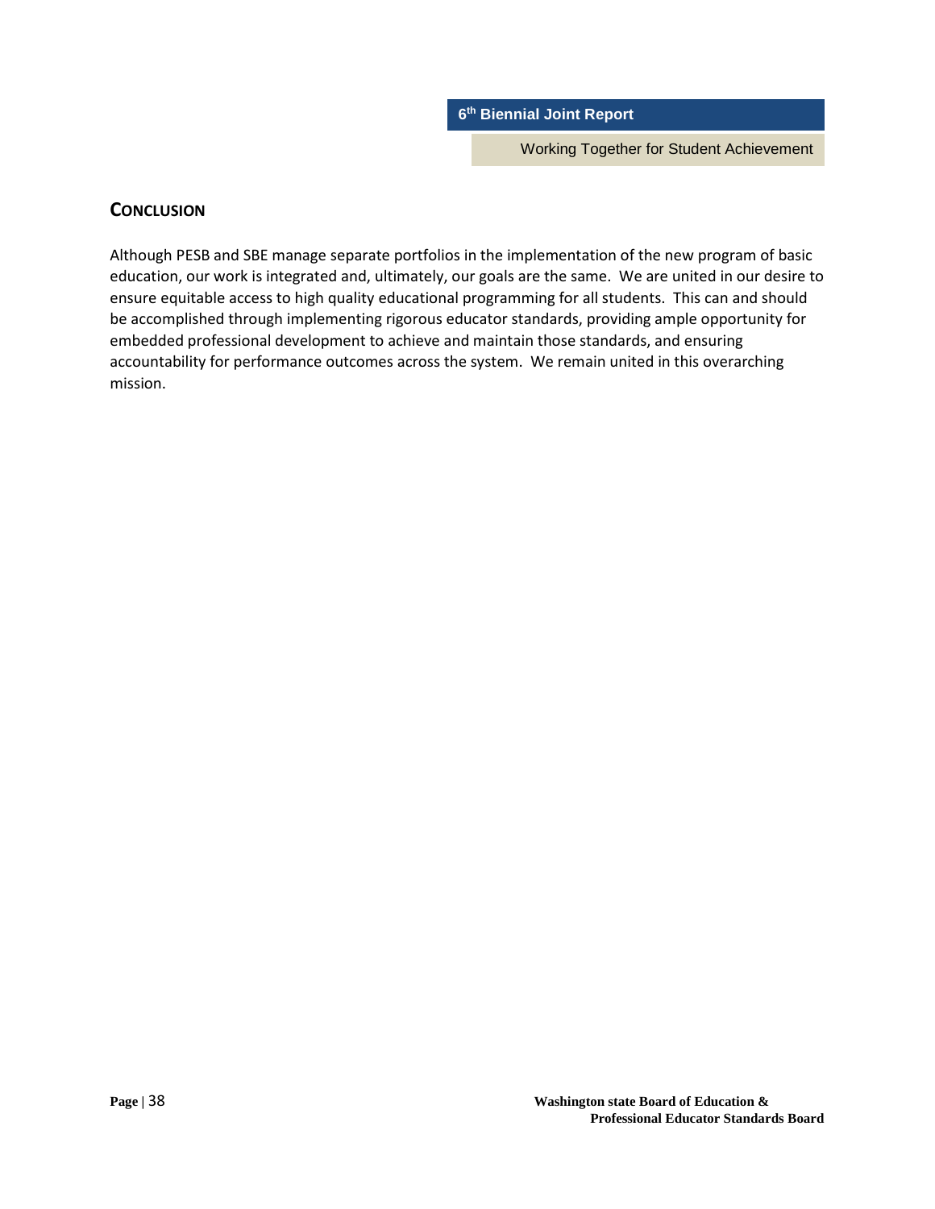## CONCLUSION

Although PESB and SBE manage separate portfolios in the implementation of the new program of basic education, our work is integrated and, ultimately, our goals are the same. We are united in our desire to ensure equitable access to high quality educational programming for all students. This can and should be accomplished through implementing rigorous educator standards, providing ample opportunity for embedded professional development to achieve and maintain those standards, and ensuring accountability for performance outcomes across the system. We remain united in this overarching mission.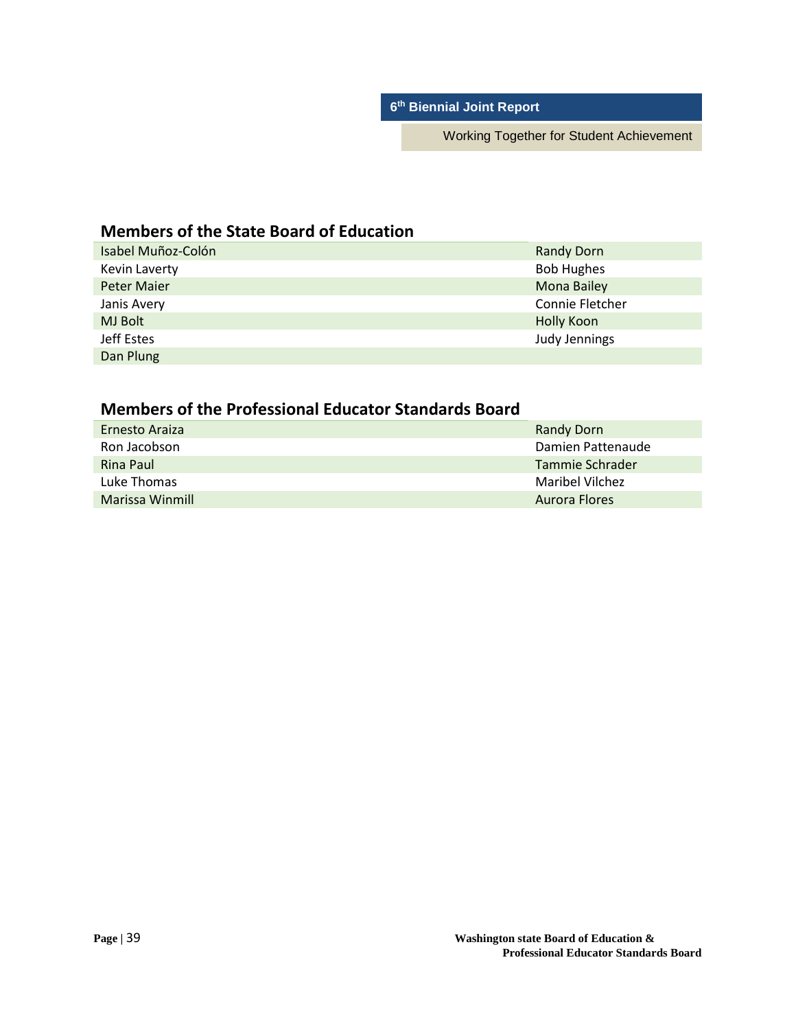## Members of the State Board of Education

| | |
|---|---|
| Isabel Muñoz-Colón | Randy Dorn |
| Kevin Laverty | Bob Hughes |
| Peter Maier | Mona Bailey |
| Janis Avery | Connie Fletcher |
| MJ Bolt | Holly Koon |
| Jeff Estes | Judy Jennings |
| Dan Plung | |

## Members of the Professional Educator Standards Board

| | |
|---|---|
| Ernesto Araiza | Randy Dorn |
| Ron Jacobson | Damien Pattenaude |
| Rina Paul | Tammie Schrader |
| Luke Thomas | Maribel Vilchez |
| Marissa Winmill | Aurora Flores |